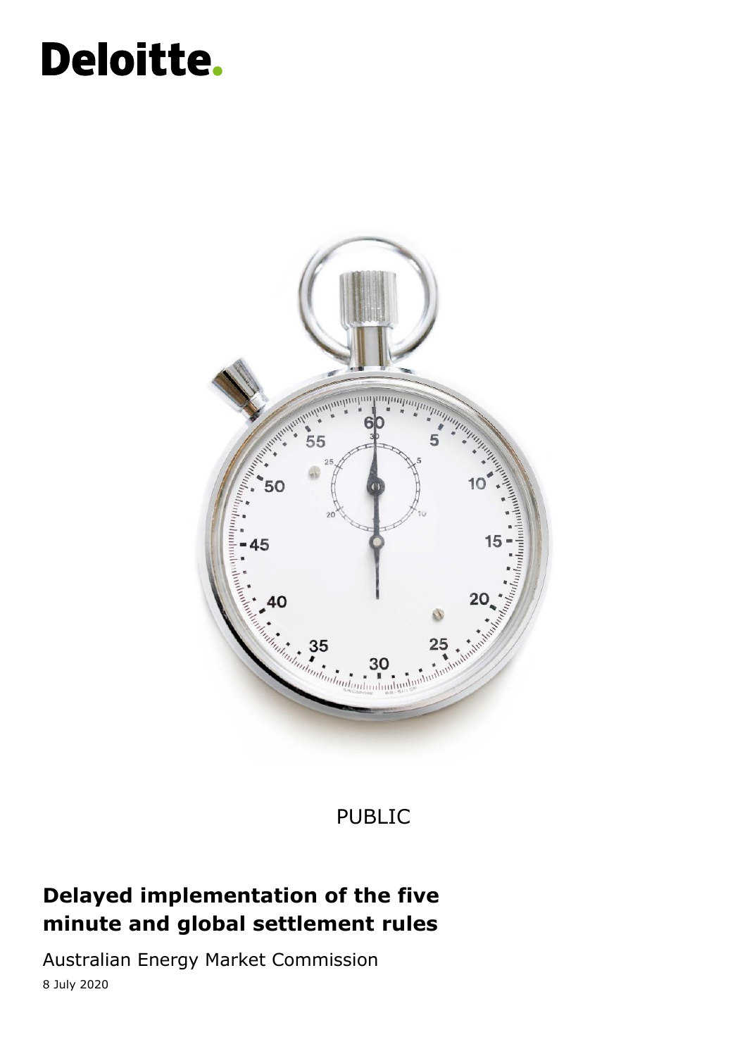Deloitte.

PUBLIC

# Delayed implementation of the five minute and global settlement rules

Australian Energy Market Commission

8 July 2020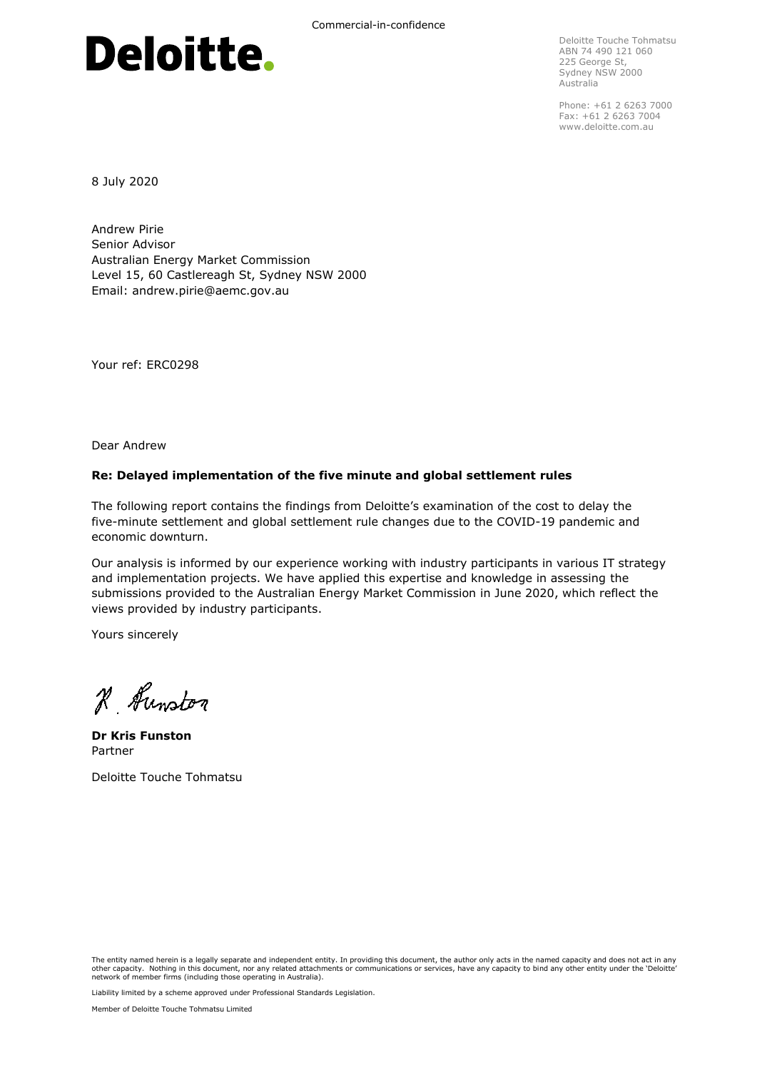Commercial-in-confidence

# Deloitte.

Deloitte Touche Tohmatsu
ABN 74 490 121 060
225 George St,
Sydney NSW 2000
Australia

Phone: +61 2 6263 7000
Fax: +61 2 6263 7004
www.deloitte.com.au

8 July 2020

Andrew Pirie
Senior Advisor
Australian Energy Market Commission
Level 15, 60 Castlereagh St, Sydney NSW 2000
Email: andrew.pirie@aemc.gov.au

Your ref: ERC0298

Dear Andrew

**Re: Delayed implementation of the five minute and global settlement rules**

The following report contains the findings from Deloitte's examination of the cost to delay the five-minute settlement and global settlement rule changes due to the COVID-19 pandemic and economic downturn.

Our analysis is informed by our experience working with industry participants in various IT strategy and implementation projects. We have applied this expertise and knowledge in assessing the submissions provided to the Australian Energy Market Commission in June 2020, which reflect the views provided by industry participants.

Yours sincerely

K. Funston

**Dr Kris Funston**
Partner

Deloitte Touche Tohmatsu

The entity named herein is a legally separate and independent entity. In providing this document, the author only acts in the named capacity and does not act in any other capacity. Nothing in this document, nor any related attachments or communications or services, have any capacity to bind any other entity under the 'Deloitte' network of member firms (including those operating in Australia).

Liability limited by a scheme approved under Professional Standards Legislation.

Member of Deloitte Touche Tohmatsu Limited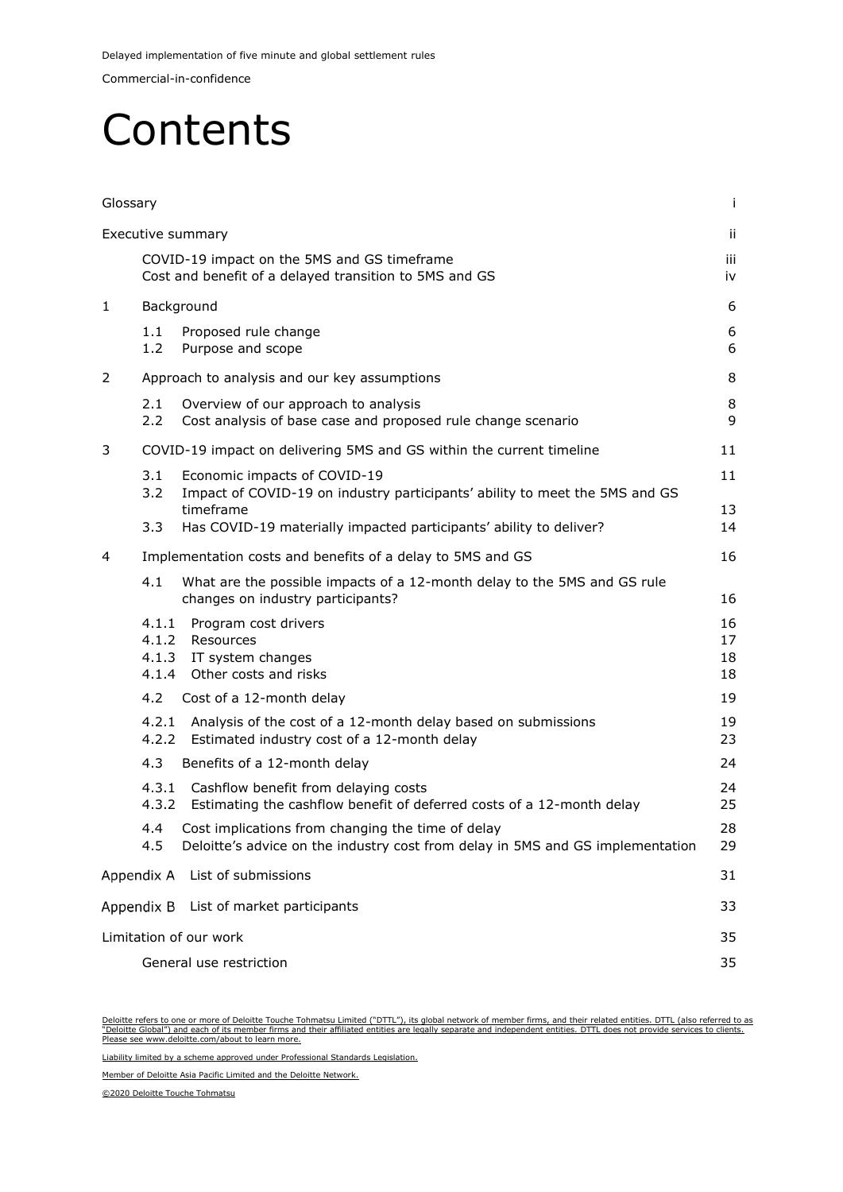# Contents

| | | |
|---|---|---|
| Glossary | | i |
| Executive summary | | ii |
| | COVID-19 impact on the 5MS and GS timeframe | iii |
| | Cost and benefit of a delayed transition to 5MS and GS | iv |
| 1 | Background | 6 |
| | 1.1 Proposed rule change | 6 |
| | 1.2 Purpose and scope | 6 |
| 2 | Approach to analysis and our key assumptions | 8 |
| | 2.1 Overview of our approach to analysis | 8 |
| | 2.2 Cost analysis of base case and proposed rule change scenario | 9 |
| 3 | COVID-19 impact on delivering 5MS and GS within the current timeline | 11 |
| | 3.1 Economic impacts of COVID-19 | 11 |
| | 3.2 Impact of COVID-19 on industry participants' ability to meet the 5MS and GS timeframe | 13 |
| | 3.3 Has COVID-19 materially impacted participants' ability to deliver? | 14 |
| 4 | Implementation costs and benefits of a delay to 5MS and GS | 16 |
| | 4.1 What are the possible impacts of a 12-month delay to the 5MS and GS rule changes on industry participants? | 16 |
| | 4.1.1 Program cost drivers | 16 |
| | 4.1.2 Resources | 17 |
| | 4.1.3 IT system changes | 18 |
| | 4.1.4 Other costs and risks | 18 |
| | 4.2 Cost of a 12-month delay | 19 |
| | 4.2.1 Analysis of the cost of a 12-month delay based on submissions | 19 |
| | 4.2.2 Estimated industry cost of a 12-month delay | 23 |
| | 4.3 Benefits of a 12-month delay | 24 |
| | 4.3.1 Cashflow benefit from delaying costs | 24 |
| | 4.3.2 Estimating the cashflow benefit of deferred costs of a 12-month delay | 25 |
| | 4.4 Cost implications from changing the time of delay | 28 |
| | 4.5 Deloitte's advice on the industry cost from delay in 5MS and GS implementation | 29 |
| Appendix A | List of submissions | 31 |
| Appendix B | List of market participants | 33 |
| Limitation of our work | | 35 |
| | General use restriction | 35 |

Deloitte refers to one or more of Deloitte Touche Tohmatsu Limited ("DTTL"), its global network of member firms, and their related entities. DTTL (also referred to as "Deloitte Global") and each of its member firms and their affiliated entities are legally separate and independent entities. DTTL does not provide services to clients. Please see www.deloitte.com/about to learn more.

Liability limited by a scheme approved under Professional Standards Legislation.

Member of Deloitte Asia Pacific Limited and the Deloitte Network.

©2020 Deloitte Touche Tohmatsu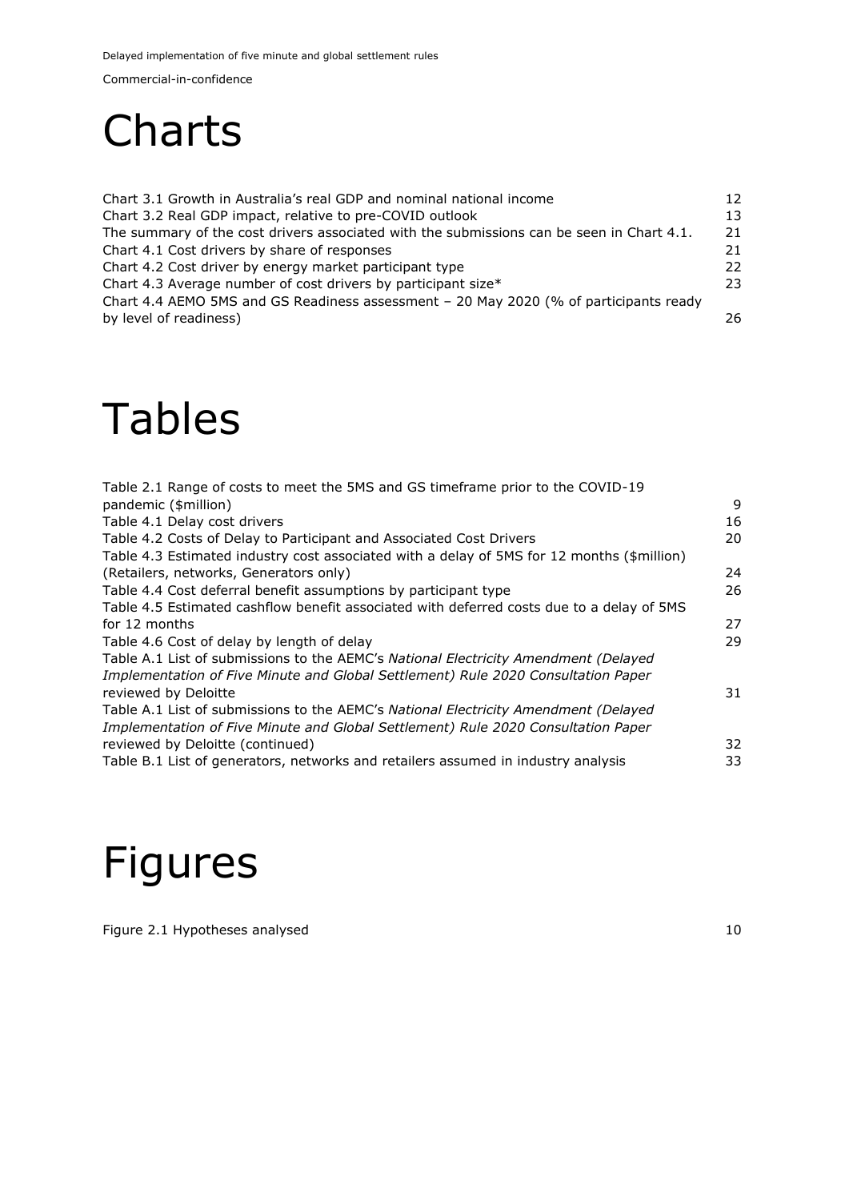# Charts

| | |
|---|---|
| Chart 3.1 Growth in Australia's real GDP and nominal national income | 12 |
| Chart 3.2 Real GDP impact, relative to pre-COVID outlook | 13 |
| The summary of the cost drivers associated with the submissions can be seen in Chart 4.1. | 21 |
| Chart 4.1 Cost drivers by share of responses | 21 |
| Chart 4.2 Cost driver by energy market participant type | 22 |
| Chart 4.3 Average number of cost drivers by participant size* | 23 |
| Chart 4.4 AEMO 5MS and GS Readiness assessment – 20 May 2020 (% of participants ready by level of readiness) | 26 |

# Tables

| | |
|---|---|
| Table 2.1 Range of costs to meet the 5MS and GS timeframe prior to the COVID-19 pandemic ($million) | 9 |
| Table 4.1 Delay cost drivers | 16 |
| Table 4.2 Costs of Delay to Participant and Associated Cost Drivers | 20 |
| Table 4.3 Estimated industry cost associated with a delay of 5MS for 12 months ($million) (Retailers, networks, Generators only) | 24 |
| Table 4.4 Cost deferral benefit assumptions by participant type | 26 |
| Table 4.5 Estimated cashflow benefit associated with deferred costs due to a delay of 5MS for 12 months | 27 |
| Table 4.6 Cost of delay by length of delay | 29 |
| Table A.1 List of submissions to the AEMC's *National Electricity Amendment (Delayed Implementation of Five Minute and Global Settlement) Rule 2020 Consultation Paper* reviewed by Deloitte | 31 |
| Table A.1 List of submissions to the AEMC's *National Electricity Amendment (Delayed Implementation of Five Minute and Global Settlement) Rule 2020 Consultation Paper* reviewed by Deloitte (continued) | 32 |
| Table B.1 List of generators, networks and retailers assumed in industry analysis | 33 |

# Figures

| | |
|---|---|
| Figure 2.1 Hypotheses analysed | 10 |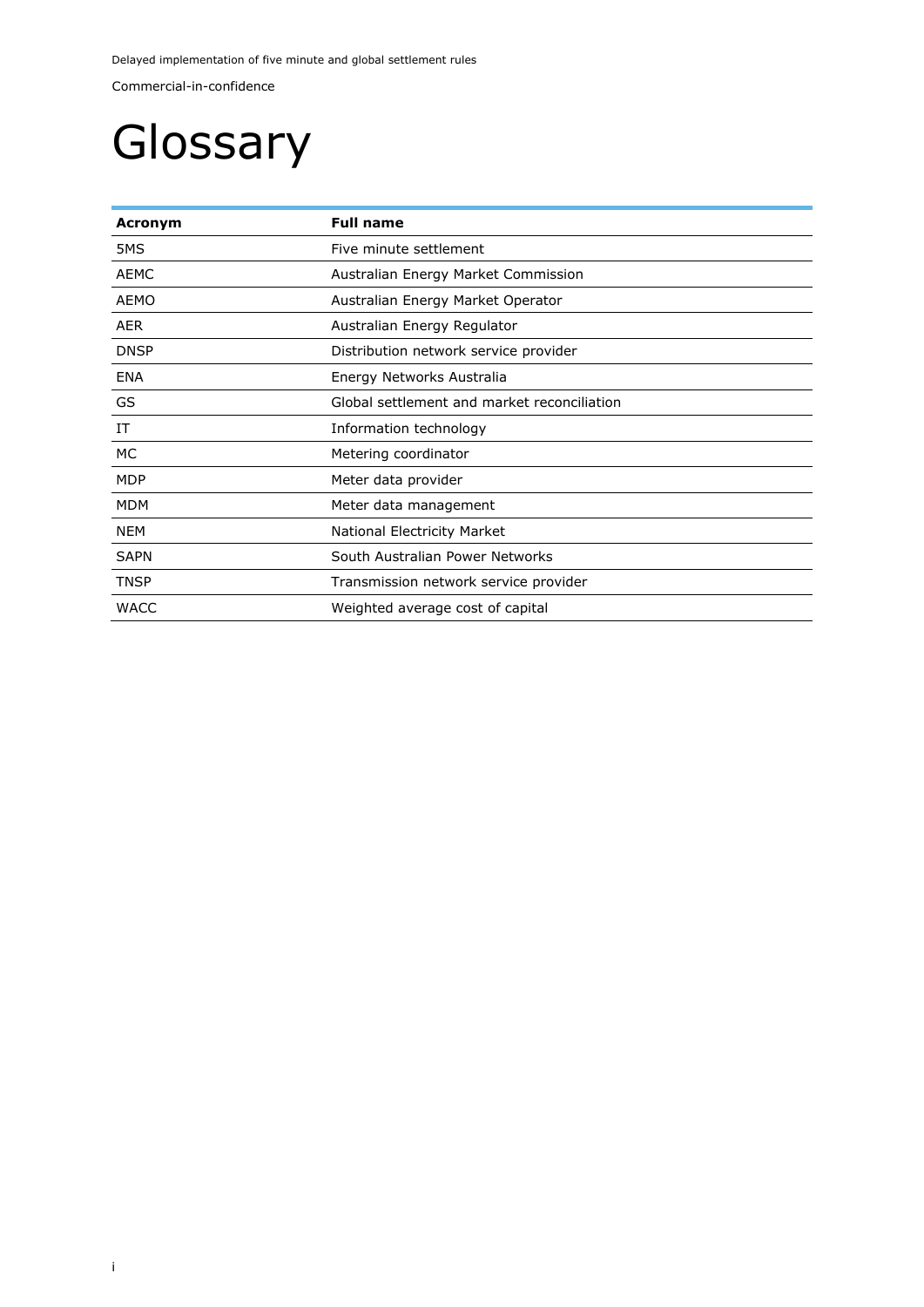# Glossary

| Acronym | Full name |
|---|---|
| 5MS | Five minute settlement |
| AEMC | Australian Energy Market Commission |
| AEMO | Australian Energy Market Operator |
| AER | Australian Energy Regulator |
| DNSP | Distribution network service provider |
| ENA | Energy Networks Australia |
| GS | Global settlement and market reconciliation |
| IT | Information technology |
| MC | Metering coordinator |
| MDP | Meter data provider |
| MDM | Meter data management |
| NEM | National Electricity Market |
| SAPN | South Australian Power Networks |
| TNSP | Transmission network service provider |
| WACC | Weighted average cost of capital |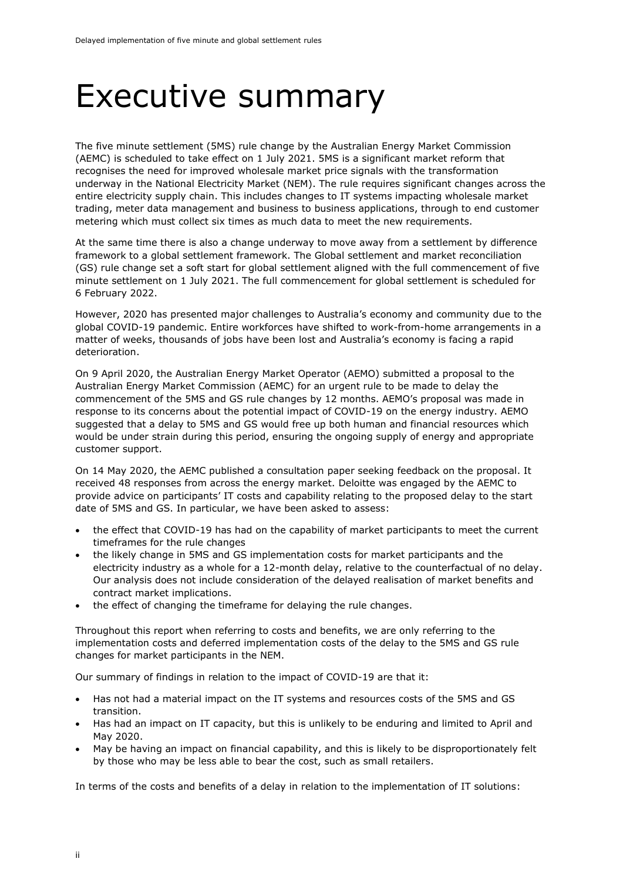# Executive summary

The five minute settlement (5MS) rule change by the Australian Energy Market Commission (AEMC) is scheduled to take effect on 1 July 2021. 5MS is a significant market reform that recognises the need for improved wholesale market price signals with the transformation underway in the National Electricity Market (NEM). The rule requires significant changes across the entire electricity supply chain. This includes changes to IT systems impacting wholesale market trading, meter data management and business to business applications, through to end customer metering which must collect six times as much data to meet the new requirements.

At the same time there is also a change underway to move away from a settlement by difference framework to a global settlement framework. The Global settlement and market reconciliation (GS) rule change set a soft start for global settlement aligned with the full commencement of five minute settlement on 1 July 2021. The full commencement for global settlement is scheduled for 6 February 2022.

However, 2020 has presented major challenges to Australia's economy and community due to the global COVID-19 pandemic. Entire workforces have shifted to work-from-home arrangements in a matter of weeks, thousands of jobs have been lost and Australia's economy is facing a rapid deterioration.

On 9 April 2020, the Australian Energy Market Operator (AEMO) submitted a proposal to the Australian Energy Market Commission (AEMC) for an urgent rule to be made to delay the commencement of the 5MS and GS rule changes by 12 months. AEMO's proposal was made in response to its concerns about the potential impact of COVID-19 on the energy industry. AEMO suggested that a delay to 5MS and GS would free up both human and financial resources which would be under strain during this period, ensuring the ongoing supply of energy and appropriate customer support.

On 14 May 2020, the AEMC published a consultation paper seeking feedback on the proposal. It received 48 responses from across the energy market. Deloitte was engaged by the AEMC to provide advice on participants' IT costs and capability relating to the proposed delay to the start date of 5MS and GS. In particular, we have been asked to assess:

- the effect that COVID-19 has had on the capability of market participants to meet the current timeframes for the rule changes
- the likely change in 5MS and GS implementation costs for market participants and the electricity industry as a whole for a 12-month delay, relative to the counterfactual of no delay. Our analysis does not include consideration of the delayed realisation of market benefits and contract market implications.
- the effect of changing the timeframe for delaying the rule changes.

Throughout this report when referring to costs and benefits, we are only referring to the implementation costs and deferred implementation costs of the delay to the 5MS and GS rule changes for market participants in the NEM.

Our summary of findings in relation to the impact of COVID-19 are that it:

- Has not had a material impact on the IT systems and resources costs of the 5MS and GS transition.
- Has had an impact on IT capacity, but this is unlikely to be enduring and limited to April and May 2020.
- May be having an impact on financial capability, and this is likely to be disproportionately felt by those who may be less able to bear the cost, such as small retailers.

In terms of the costs and benefits of a delay in relation to the implementation of IT solutions: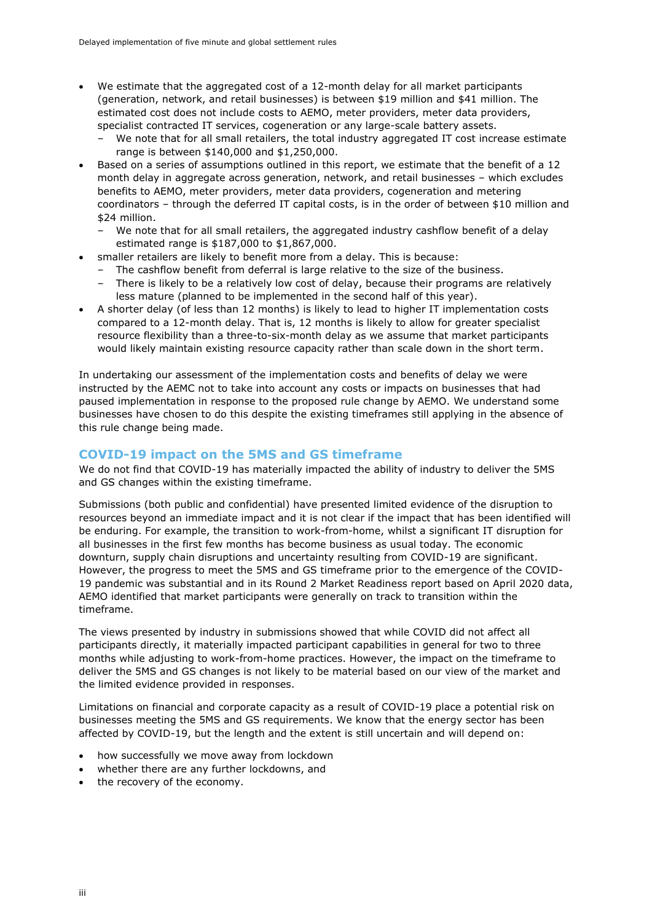- We estimate that the aggregated cost of a 12-month delay for all market participants (generation, network, and retail businesses) is between $19 million and $41 million. The estimated cost does not include costs to AEMO, meter providers, meter data providers, specialist contracted IT services, cogeneration or any large-scale battery assets.
  - We note that for all small retailers, the total industry aggregated IT cost increase estimate range is between $140,000 and $1,250,000.
- Based on a series of assumptions outlined in this report, we estimate that the benefit of a 12 month delay in aggregate across generation, network, and retail businesses – which excludes benefits to AEMO, meter providers, meter data providers, cogeneration and metering coordinators – through the deferred IT capital costs, is in the order of between $10 million and $24 million.
  - We note that for all small retailers, the aggregated industry cashflow benefit of a delay estimated range is $187,000 to $1,867,000.
- smaller retailers are likely to benefit more from a delay. This is because:
  - The cashflow benefit from deferral is large relative to the size of the business.
  - There is likely to be a relatively low cost of delay, because their programs are relatively less mature (planned to be implemented in the second half of this year).
- A shorter delay (of less than 12 months) is likely to lead to higher IT implementation costs compared to a 12-month delay. That is, 12 months is likely to allow for greater specialist resource flexibility than a three-to-six-month delay as we assume that market participants would likely maintain existing resource capacity rather than scale down in the short term.

In undertaking our assessment of the implementation costs and benefits of delay we were instructed by the AEMC not to take into account any costs or impacts on businesses that had paused implementation in response to the proposed rule change by AEMO. We understand some businesses have chosen to do this despite the existing timeframes still applying in the absence of this rule change being made.

## COVID-19 impact on the 5MS and GS timeframe

We do not find that COVID-19 has materially impacted the ability of industry to deliver the 5MS and GS changes within the existing timeframe.

Submissions (both public and confidential) have presented limited evidence of the disruption to resources beyond an immediate impact and it is not clear if the impact that has been identified will be enduring. For example, the transition to work-from-home, whilst a significant IT disruption for all businesses in the first few months has become business as usual today. The economic downturn, supply chain disruptions and uncertainty resulting from COVID-19 are significant. However, the progress to meet the 5MS and GS timeframe prior to the emergence of the COVID-19 pandemic was substantial and in its Round 2 Market Readiness report based on April 2020 data, AEMO identified that market participants were generally on track to transition within the timeframe.

The views presented by industry in submissions showed that while COVID did not affect all participants directly, it materially impacted participant capabilities in general for two to three months while adjusting to work-from-home practices. However, the impact on the timeframe to deliver the 5MS and GS changes is not likely to be material based on our view of the market and the limited evidence provided in responses.

Limitations on financial and corporate capacity as a result of COVID-19 place a potential risk on businesses meeting the 5MS and GS requirements. We know that the energy sector has been affected by COVID-19, but the length and the extent is still uncertain and will depend on:

- how successfully we move away from lockdown
- whether there are any further lockdowns, and
- the recovery of the economy.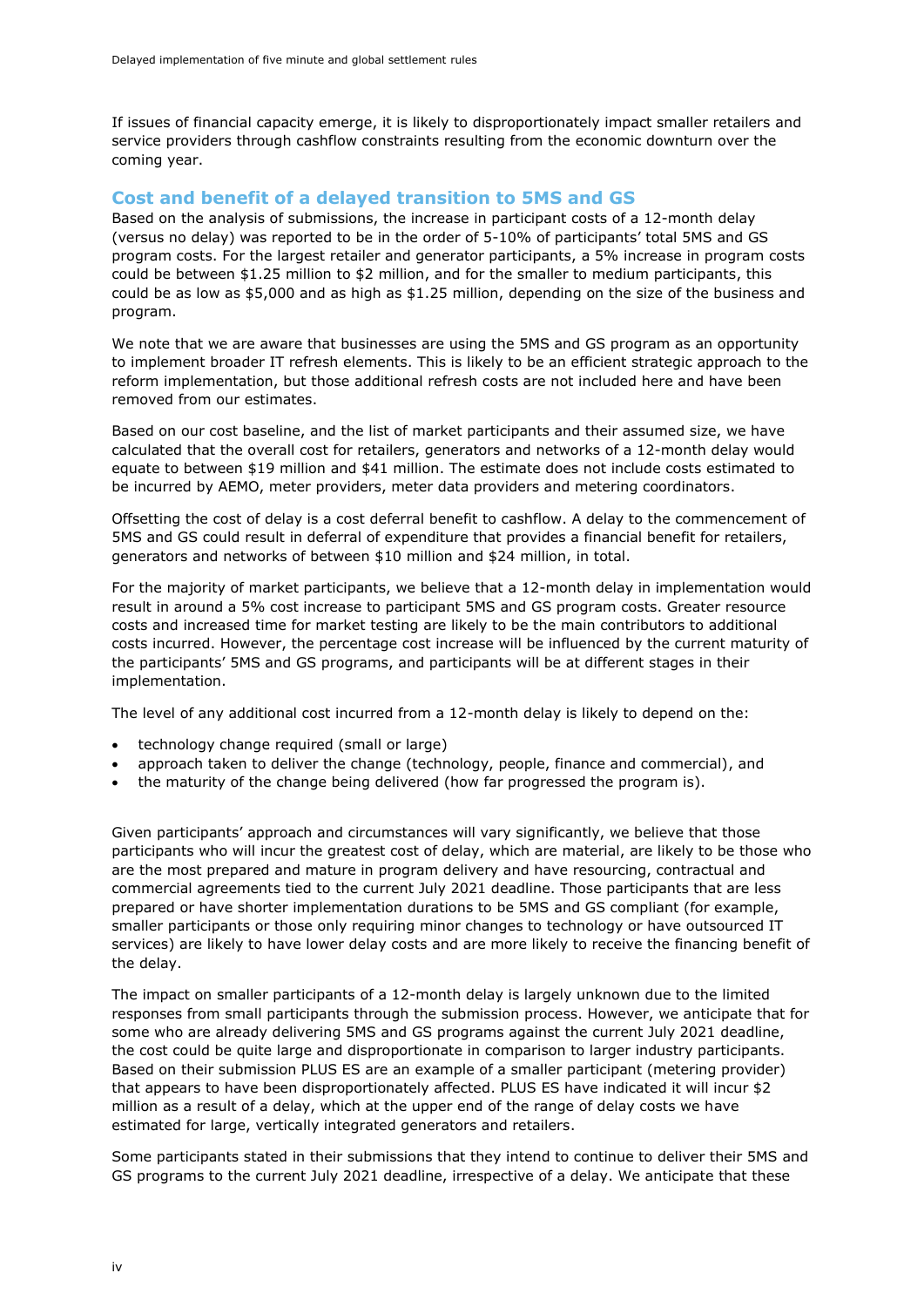If issues of financial capacity emerge, it is likely to disproportionately impact smaller retailers and service providers through cashflow constraints resulting from the economic downturn over the coming year.

## Cost and benefit of a delayed transition to 5MS and GS

Based on the analysis of submissions, the increase in participant costs of a 12-month delay (versus no delay) was reported to be in the order of 5-10% of participants' total 5MS and GS program costs. For the largest retailer and generator participants, a 5% increase in program costs could be between $1.25 million to $2 million, and for the smaller to medium participants, this could be as low as $5,000 and as high as $1.25 million, depending on the size of the business and program.

We note that we are aware that businesses are using the 5MS and GS program as an opportunity to implement broader IT refresh elements. This is likely to be an efficient strategic approach to the reform implementation, but those additional refresh costs are not included here and have been removed from our estimates.

Based on our cost baseline, and the list of market participants and their assumed size, we have calculated that the overall cost for retailers, generators and networks of a 12-month delay would equate to between $19 million and $41 million. The estimate does not include costs estimated to be incurred by AEMO, meter providers, meter data providers and metering coordinators.

Offsetting the cost of delay is a cost deferral benefit to cashflow. A delay to the commencement of 5MS and GS could result in deferral of expenditure that provides a financial benefit for retailers, generators and networks of between $10 million and $24 million, in total.

For the majority of market participants, we believe that a 12-month delay in implementation would result in around a 5% cost increase to participant 5MS and GS program costs. Greater resource costs and increased time for market testing are likely to be the main contributors to additional costs incurred. However, the percentage cost increase will be influenced by the current maturity of the participants' 5MS and GS programs, and participants will be at different stages in their implementation.

The level of any additional cost incurred from a 12-month delay is likely to depend on the:

- technology change required (small or large)
- approach taken to deliver the change (technology, people, finance and commercial), and
- the maturity of the change being delivered (how far progressed the program is).

Given participants' approach and circumstances will vary significantly, we believe that those participants who will incur the greatest cost of delay, which are material, are likely to be those who are the most prepared and mature in program delivery and have resourcing, contractual and commercial agreements tied to the current July 2021 deadline. Those participants that are less prepared or have shorter implementation durations to be 5MS and GS compliant (for example, smaller participants or those only requiring minor changes to technology or have outsourced IT services) are likely to have lower delay costs and are more likely to receive the financing benefit of the delay.

The impact on smaller participants of a 12-month delay is largely unknown due to the limited responses from small participants through the submission process. However, we anticipate that for some who are already delivering 5MS and GS programs against the current July 2021 deadline, the cost could be quite large and disproportionate in comparison to larger industry participants. Based on their submission PLUS ES are an example of a smaller participant (metering provider) that appears to have been disproportionately affected. PLUS ES have indicated it will incur $2 million as a result of a delay, which at the upper end of the range of delay costs we have estimated for large, vertically integrated generators and retailers.

Some participants stated in their submissions that they intend to continue to deliver their 5MS and GS programs to the current July 2021 deadline, irrespective of a delay. We anticipate that these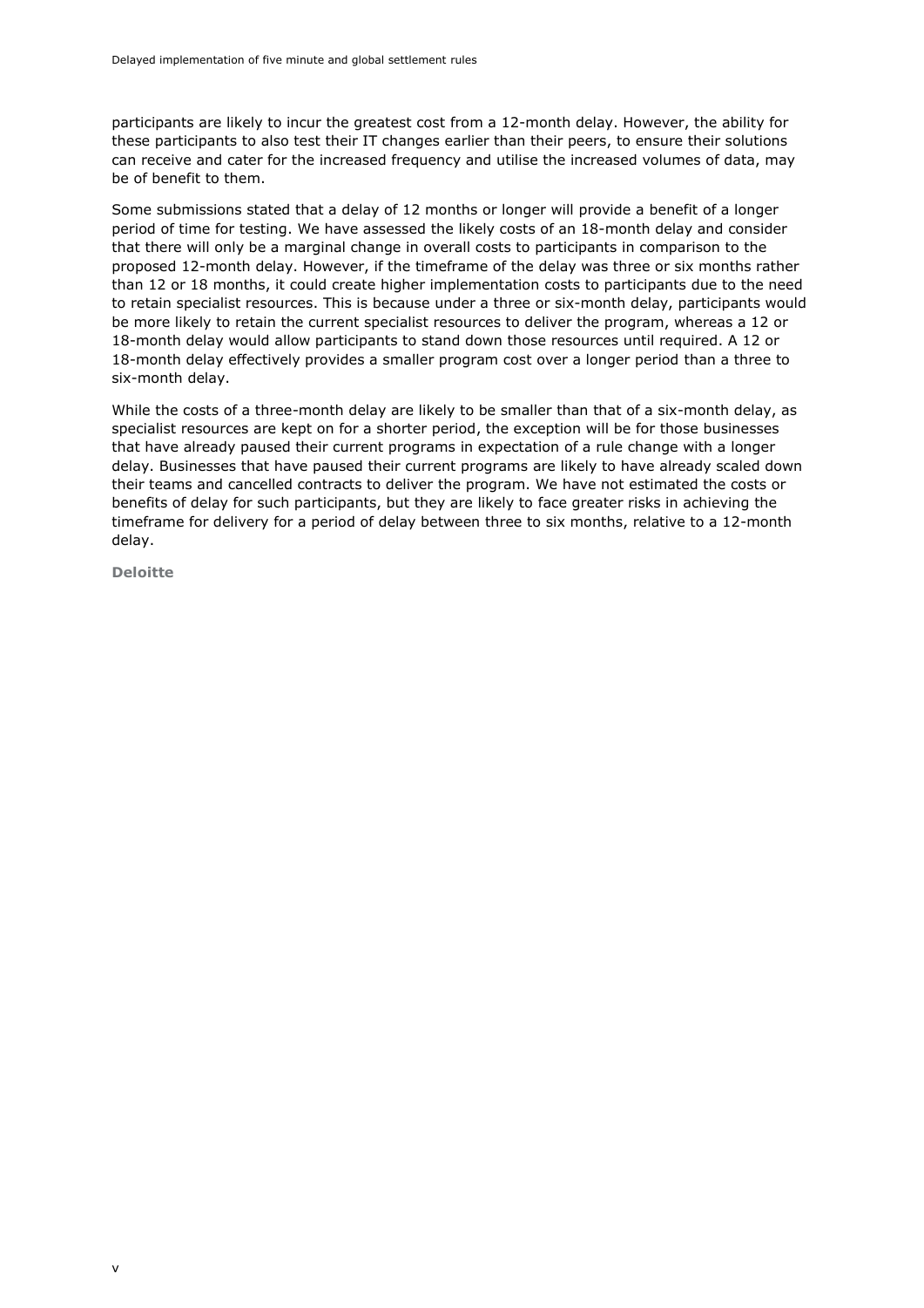participants are likely to incur the greatest cost from a 12-month delay. However, the ability for these participants to also test their IT changes earlier than their peers, to ensure their solutions can receive and cater for the increased frequency and utilise the increased volumes of data, may be of benefit to them.

Some submissions stated that a delay of 12 months or longer will provide a benefit of a longer period of time for testing. We have assessed the likely costs of an 18-month delay and consider that there will only be a marginal change in overall costs to participants in comparison to the proposed 12-month delay. However, if the timeframe of the delay was three or six months rather than 12 or 18 months, it could create higher implementation costs to participants due to the need to retain specialist resources. This is because under a three or six-month delay, participants would be more likely to retain the current specialist resources to deliver the program, whereas a 12 or 18-month delay would allow participants to stand down those resources until required. A 12 or 18-month delay effectively provides a smaller program cost over a longer period than a three to six-month delay.

While the costs of a three-month delay are likely to be smaller than that of a six-month delay, as specialist resources are kept on for a shorter period, the exception will be for those businesses that have already paused their current programs in expectation of a rule change with a longer delay. Businesses that have paused their current programs are likely to have already scaled down their teams and cancelled contracts to deliver the program. We have not estimated the costs or benefits of delay for such participants, but they are likely to face greater risks in achieving the timeframe for delivery for a period of delay between three to six months, relative to a 12-month delay.

**Deloitte**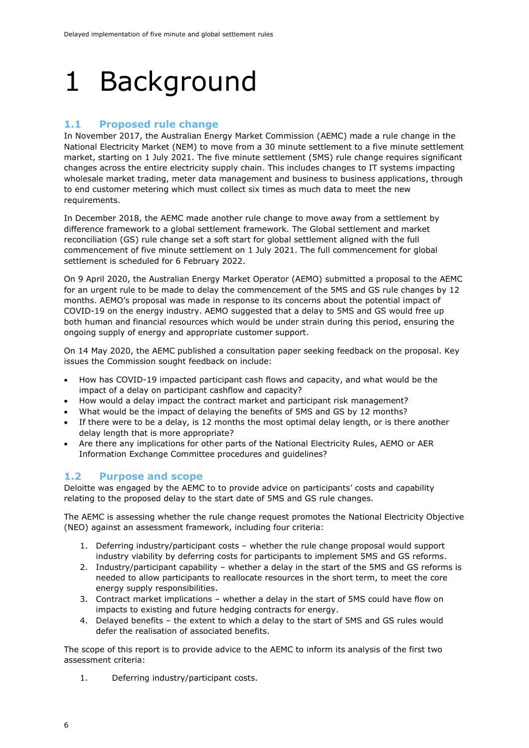# 1 Background

## 1.1 Proposed rule change

In November 2017, the Australian Energy Market Commission (AEMC) made a rule change in the National Electricity Market (NEM) to move from a 30 minute settlement to a five minute settlement market, starting on 1 July 2021. The five minute settlement (5MS) rule change requires significant changes across the entire electricity supply chain. This includes changes to IT systems impacting wholesale market trading, meter data management and business to business applications, through to end customer metering which must collect six times as much data to meet the new requirements.

In December 2018, the AEMC made another rule change to move away from a settlement by difference framework to a global settlement framework. The Global settlement and market reconciliation (GS) rule change set a soft start for global settlement aligned with the full commencement of five minute settlement on 1 July 2021. The full commencement for global settlement is scheduled for 6 February 2022.

On 9 April 2020, the Australian Energy Market Operator (AEMO) submitted a proposal to the AEMC for an urgent rule to be made to delay the commencement of the 5MS and GS rule changes by 12 months. AEMO's proposal was made in response to its concerns about the potential impact of COVID-19 on the energy industry. AEMO suggested that a delay to 5MS and GS would free up both human and financial resources which would be under strain during this period, ensuring the ongoing supply of energy and appropriate customer support.

On 14 May 2020, the AEMC published a consultation paper seeking feedback on the proposal. Key issues the Commission sought feedback on include:

- How has COVID-19 impacted participant cash flows and capacity, and what would be the impact of a delay on participant cashflow and capacity?
- How would a delay impact the contract market and participant risk management?
- What would be the impact of delaying the benefits of 5MS and GS by 12 months?
- If there were to be a delay, is 12 months the most optimal delay length, or is there another delay length that is more appropriate?
- Are there any implications for other parts of the National Electricity Rules, AEMO or AER Information Exchange Committee procedures and guidelines?

## 1.2 Purpose and scope

Deloitte was engaged by the AEMC to to provide advice on participants' costs and capability relating to the proposed delay to the start date of 5MS and GS rule changes.

The AEMC is assessing whether the rule change request promotes the National Electricity Objective (NEO) against an assessment framework, including four criteria:

1. Deferring industry/participant costs – whether the rule change proposal would support industry viability by deferring costs for participants to implement 5MS and GS reforms.
2. Industry/participant capability – whether a delay in the start of the 5MS and GS reforms is needed to allow participants to reallocate resources in the short term, to meet the core energy supply responsibilities.
3. Contract market implications – whether a delay in the start of 5MS could have flow on impacts to existing and future hedging contracts for energy.
4. Delayed benefits – the extent to which a delay to the start of 5MS and GS rules would defer the realisation of associated benefits.

The scope of this report is to provide advice to the AEMC to inform its analysis of the first two assessment criteria:

1. Deferring industry/participant costs.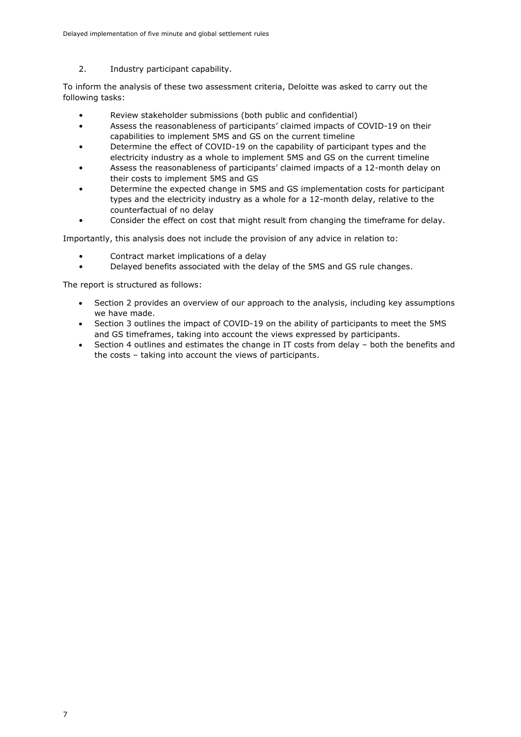2. Industry participant capability.

To inform the analysis of these two assessment criteria, Deloitte was asked to carry out the following tasks:

- Review stakeholder submissions (both public and confidential)
- Assess the reasonableness of participants' claimed impacts of COVID-19 on their capabilities to implement 5MS and GS on the current timeline
- Determine the effect of COVID-19 on the capability of participant types and the electricity industry as a whole to implement 5MS and GS on the current timeline
- Assess the reasonableness of participants' claimed impacts of a 12-month delay on their costs to implement 5MS and GS
- Determine the expected change in 5MS and GS implementation costs for participant types and the electricity industry as a whole for a 12-month delay, relative to the counterfactual of no delay
- Consider the effect on cost that might result from changing the timeframe for delay.

Importantly, this analysis does not include the provision of any advice in relation to:

- Contract market implications of a delay
- Delayed benefits associated with the delay of the 5MS and GS rule changes.

The report is structured as follows:

- Section 2 provides an overview of our approach to the analysis, including key assumptions we have made.
- Section 3 outlines the impact of COVID-19 on the ability of participants to meet the 5MS and GS timeframes, taking into account the views expressed by participants.
- Section 4 outlines and estimates the change in IT costs from delay – both the benefits and the costs – taking into account the views of participants.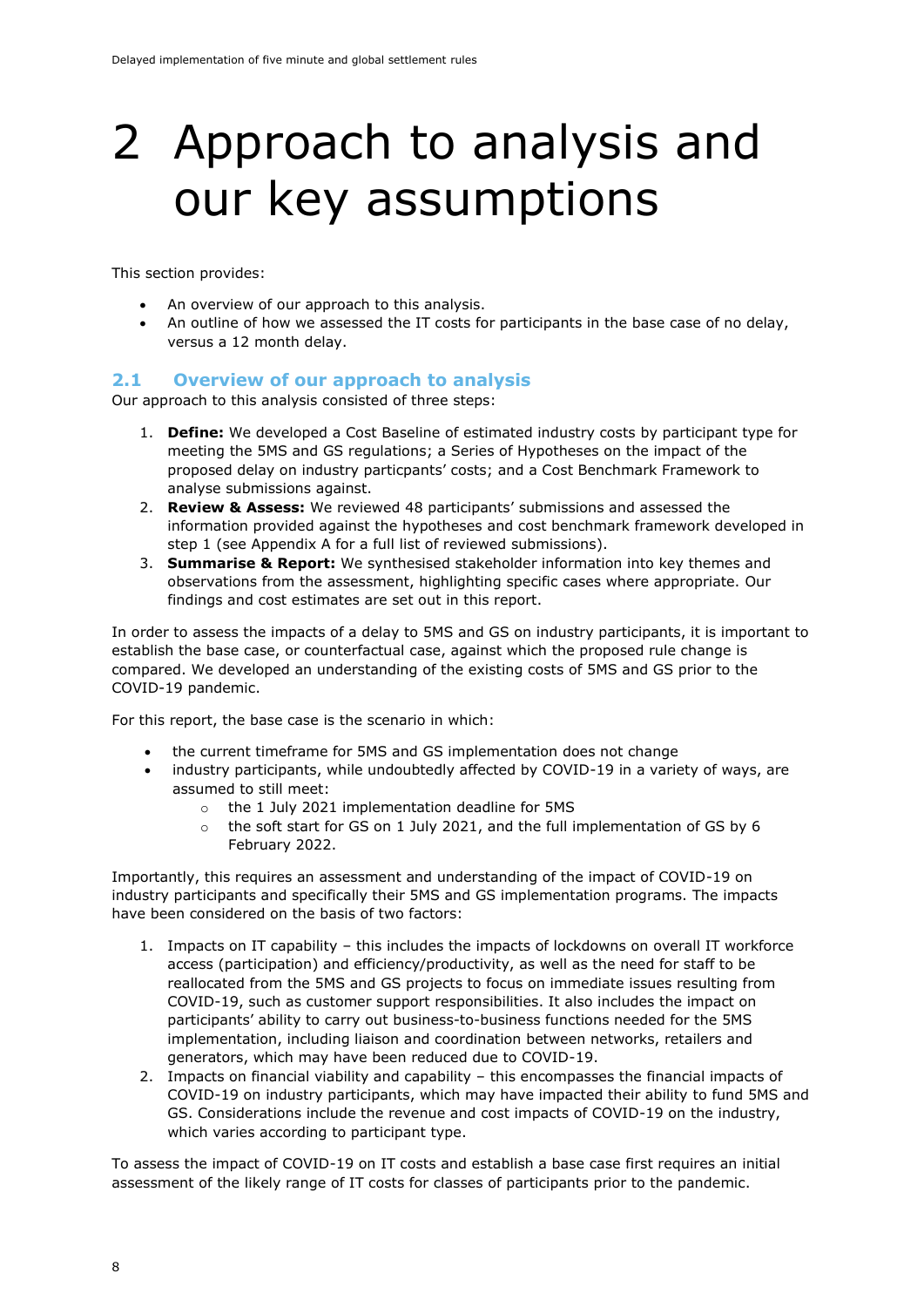# 2 Approach to analysis and our key assumptions

This section provides:

- An overview of our approach to this analysis.
- An outline of how we assessed the IT costs for participants in the base case of no delay, versus a 12 month delay.

## 2.1 Overview of our approach to analysis

Our approach to this analysis consisted of three steps:

1. **Define:** We developed a Cost Baseline of estimated industry costs by participant type for meeting the 5MS and GS regulations; a Series of Hypotheses on the impact of the proposed delay on industry particpants' costs; and a Cost Benchmark Framework to analyse submissions against.
2. **Review & Assess:** We reviewed 48 participants' submissions and assessed the information provided against the hypotheses and cost benchmark framework developed in step 1 (see Appendix A for a full list of reviewed submissions).
3. **Summarise & Report:** We synthesised stakeholder information into key themes and observations from the assessment, highlighting specific cases where appropriate. Our findings and cost estimates are set out in this report.

In order to assess the impacts of a delay to 5MS and GS on industry participants, it is important to establish the base case, or counterfactual case, against which the proposed rule change is compared. We developed an understanding of the existing costs of 5MS and GS prior to the COVID-19 pandemic.

For this report, the base case is the scenario in which:

- the current timeframe for 5MS and GS implementation does not change
- industry participants, while undoubtedly affected by COVID-19 in a variety of ways, are assumed to still meet:
  - the 1 July 2021 implementation deadline for 5MS
  - the soft start for GS on 1 July 2021, and the full implementation of GS by 6 February 2022.

Importantly, this requires an assessment and understanding of the impact of COVID-19 on industry participants and specifically their 5MS and GS implementation programs. The impacts have been considered on the basis of two factors:

1. Impacts on IT capability – this includes the impacts of lockdowns on overall IT workforce access (participation) and efficiency/productivity, as well as the need for staff to be reallocated from the 5MS and GS projects to focus on immediate issues resulting from COVID-19, such as customer support responsibilities. It also includes the impact on participants' ability to carry out business-to-business functions needed for the 5MS implementation, including liaison and coordination between networks, retailers and generators, which may have been reduced due to COVID-19.
2. Impacts on financial viability and capability – this encompasses the financial impacts of COVID-19 on industry participants, which may have impacted their ability to fund 5MS and GS. Considerations include the revenue and cost impacts of COVID-19 on the industry, which varies according to participant type.

To assess the impact of COVID-19 on IT costs and establish a base case first requires an initial assessment of the likely range of IT costs for classes of participants prior to the pandemic.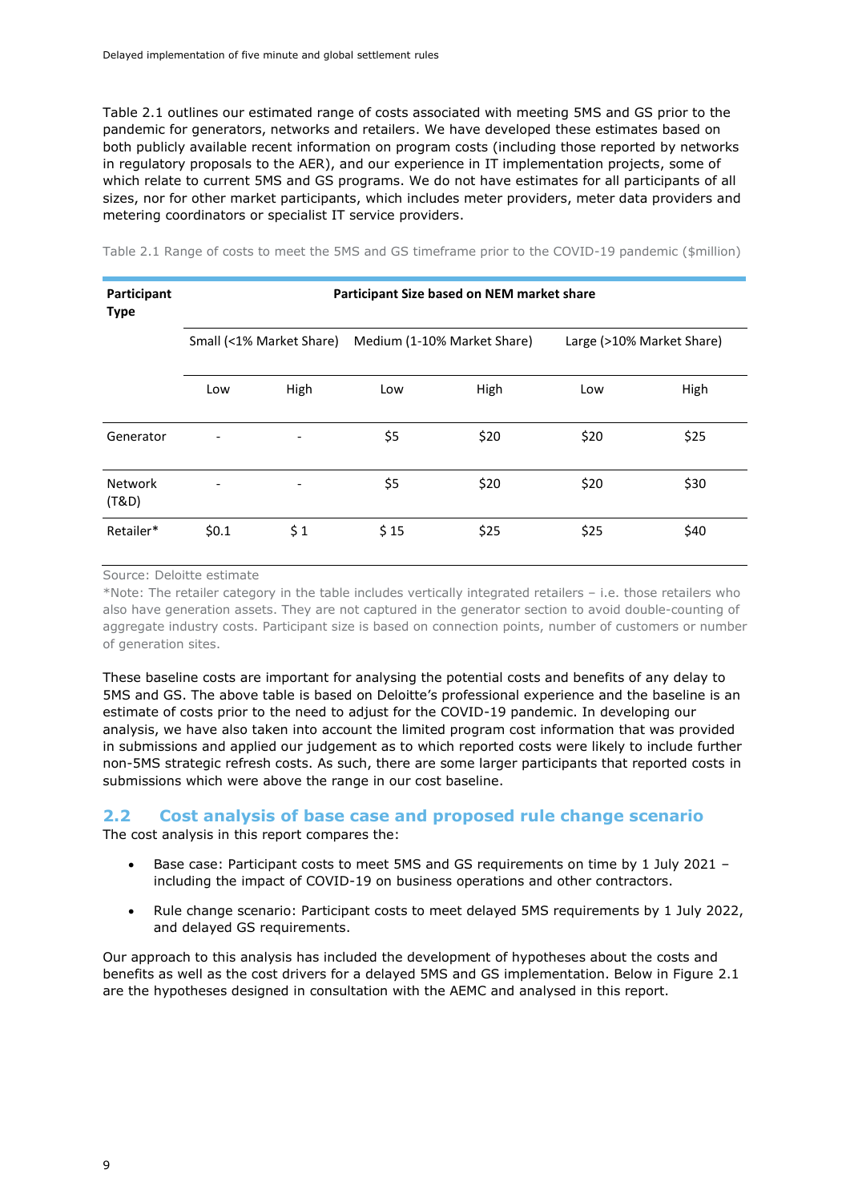Table 2.1 outlines our estimated range of costs associated with meeting 5MS and GS prior to the pandemic for generators, networks and retailers. We have developed these estimates based on both publicly available recent information on program costs (including those reported by networks in regulatory proposals to the AER), and our experience in IT implementation projects, some of which relate to current 5MS and GS programs. We do not have estimates for all participants of all sizes, nor for other market participants, which includes meter providers, meter data providers and metering coordinators or specialist IT service providers.

Table 2.1 Range of costs to meet the 5MS and GS timeframe prior to the COVID-19 pandemic ($million)

| Participant Type | Participant Size based on NEM market share | | | | | |
|---|---|---|---|---|---|---|
| | Small (<1% Market Share) | | Medium (1-10% Market Share) | | Large (>10% Market Share) | |
| | Low | High | Low | High | Low | High |
| Generator | - | - | $5 | $20 | $20 | $25 |
| Network (T&D) | - | - | $5 | $20 | $20 | $30 |
| Retailer* | $0.1 | $ 1 | $ 15 | $25 | $25 | $40 |

Source: Deloitte estimate

*Note: The retailer category in the table includes vertically integrated retailers – i.e. those retailers who also have generation assets. They are not captured in the generator section to avoid double-counting of aggregate industry costs. Participant size is based on connection points, number of customers or number of generation sites.

These baseline costs are important for analysing the potential costs and benefits of any delay to 5MS and GS. The above table is based on Deloitte's professional experience and the baseline is an estimate of costs prior to the need to adjust for the COVID-19 pandemic. In developing our analysis, we have also taken into account the limited program cost information that was provided in submissions and applied our judgement as to which reported costs were likely to include further non-5MS strategic refresh costs. As such, there are some larger participants that reported costs in submissions which were above the range in our cost baseline.

## 2.2 Cost analysis of base case and proposed rule change scenario

The cost analysis in this report compares the:

- Base case: Participant costs to meet 5MS and GS requirements on time by 1 July 2021 – including the impact of COVID-19 on business operations and other contractors.
- Rule change scenario: Participant costs to meet delayed 5MS requirements by 1 July 2022, and delayed GS requirements.

Our approach to this analysis has included the development of hypotheses about the costs and benefits as well as the cost drivers for a delayed 5MS and GS implementation. Below in Figure 2.1 are the hypotheses designed in consultation with the AEMC and analysed in this report.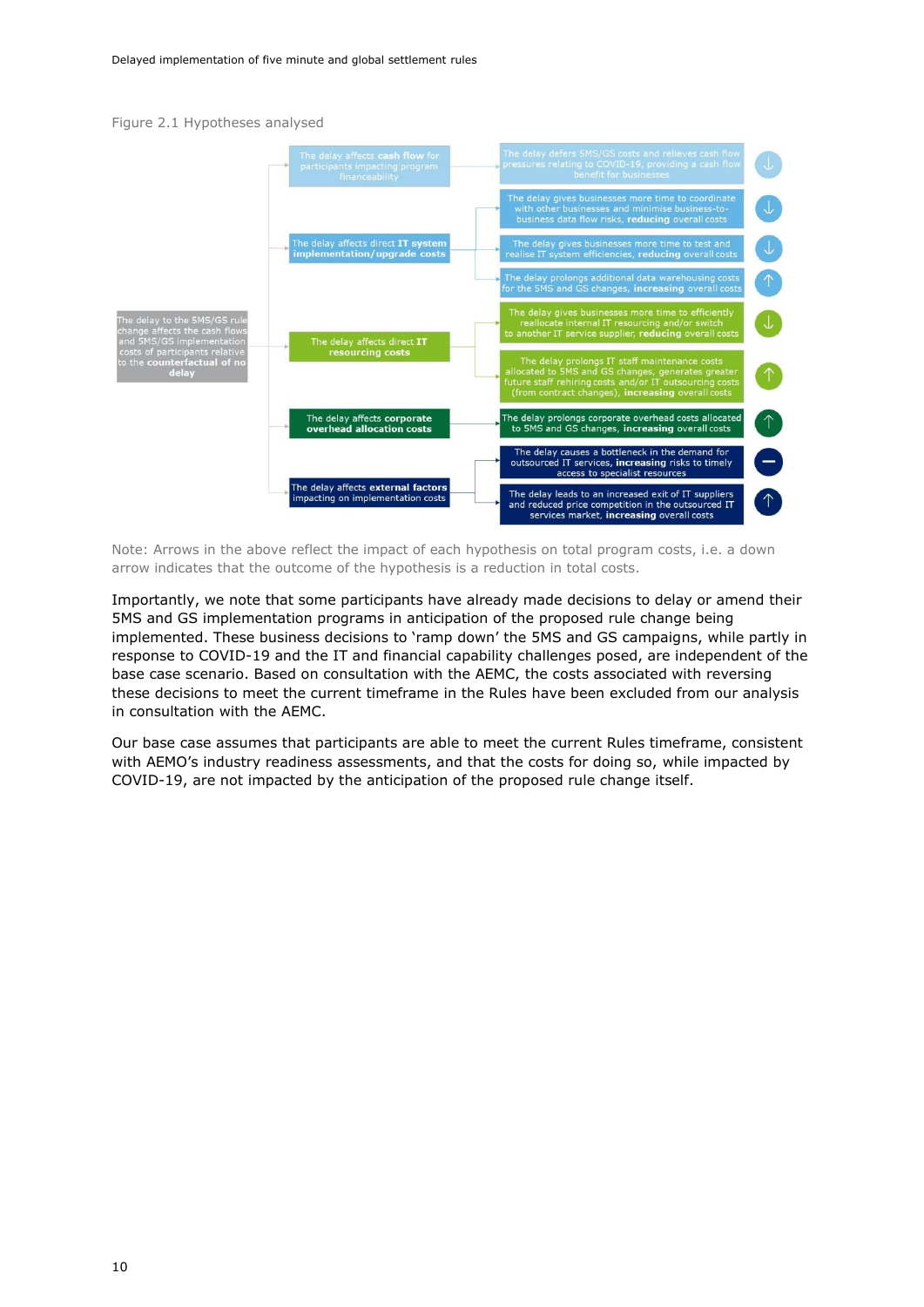Figure 2.1 Hypotheses analysed

The delay to the 5MS/GS rule change affects the cash flows and 5MS/GS implementation costs of participants relative to the **counterfactual of no delay**

| Factor | Hypothesis | Impact on total program costs |
| --- | --- | --- |
| The delay affects **cash flow** for participants impacting program financeability | The delay defers 5MS/GS costs and relieves cash flow pressures relating to COVID-19, providing a cash flow benefit for businesses | ↓ |
| The delay affects direct **IT system implementation/upgrade costs** | The delay gives businesses more time to coordinate with other businesses and minimise business-to-business data flow risks, **reducing** overall costs | ↓ |
| | The delay gives businesses more time to test and realise IT system efficiencies, **reducing** overall costs | ↓ |
| | The delay prolongs additional data warehousing costs for the 5MS and GS changes, **increasing** overall costs | ↑ |
| The delay affects direct **IT resourcing costs** | The delay gives businesses more time to efficiently reallocate internal IT resourcing and/or switch to another IT service supplier, **reducing** overall costs | ↓ |
| | The delay prolongs IT staff maintenance costs allocated to 5MS and GS changes, generates greater future staff rehiring costs and/or IT outsourcing costs (from contract changes), **increasing** overall costs | ↑ |
| The delay affects **corporate overhead allocation costs** | The delay prolongs corporate overhead costs allocated to 5MS and GS changes, **increasing** overall costs | ↑ |
| The delay affects **external factors** impacting on implementation costs | The delay causes a bottleneck in the demand for outsourced IT services, **increasing** risks to timely access to specialist resources | – |
| | The delay leads to an increased exit of IT suppliers and reduced price competition in the outsourced IT services market, **increasing** overall costs | ↑ |

Note: Arrows in the above reflect the impact of each hypothesis on total program costs, i.e. a down arrow indicates that the outcome of the hypothesis is a reduction in total costs.

Importantly, we note that some participants have already made decisions to delay or amend their 5MS and GS implementation programs in anticipation of the proposed rule change being implemented. These business decisions to 'ramp down' the 5MS and GS campaigns, while partly in response to COVID-19 and the IT and financial capability challenges posed, are independent of the base case scenario. Based on consultation with the AEMC, the costs associated with reversing these decisions to meet the current timeframe in the Rules have been excluded from our analysis in consultation with the AEMC.

Our base case assumes that participants are able to meet the current Rules timeframe, consistent with AEMO's industry readiness assessments, and that the costs for doing so, while impacted by COVID-19, are not impacted by the anticipation of the proposed rule change itself.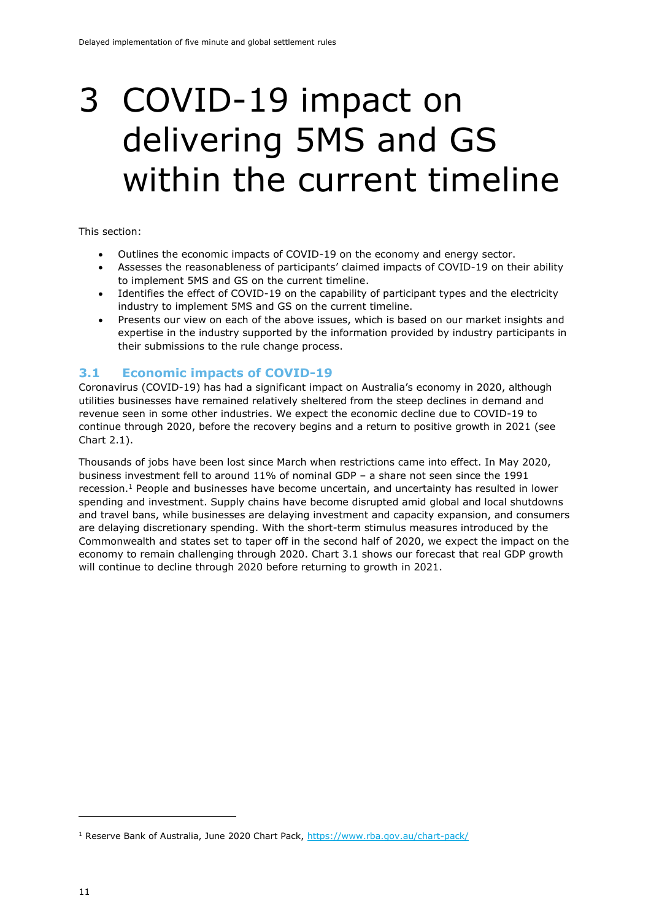# 3 COVID-19 impact on delivering 5MS and GS within the current timeline

This section:

- Outlines the economic impacts of COVID-19 on the economy and energy sector.
- Assesses the reasonableness of participants' claimed impacts of COVID-19 on their ability to implement 5MS and GS on the current timeline.
- Identifies the effect of COVID-19 on the capability of participant types and the electricity industry to implement 5MS and GS on the current timeline.
- Presents our view on each of the above issues, which is based on our market insights and expertise in the industry supported by the information provided by industry participants in their submissions to the rule change process.

## 3.1 Economic impacts of COVID-19

Coronavirus (COVID-19) has had a significant impact on Australia's economy in 2020, although utilities businesses have remained relatively sheltered from the steep declines in demand and revenue seen in some other industries. We expect the economic decline due to COVID-19 to continue through 2020, before the recovery begins and a return to positive growth in 2021 (see Chart 2.1).

Thousands of jobs have been lost since March when restrictions came into effect. In May 2020, business investment fell to around 11% of nominal GDP – a share not seen since the 1991 recession.[1] People and businesses have become uncertain, and uncertainty has resulted in lower spending and investment. Supply chains have become disrupted amid global and local shutdowns and travel bans, while businesses are delaying investment and capacity expansion, and consumers are delaying discretionary spending. With the short-term stimulus measures introduced by the Commonwealth and states set to taper off in the second half of 2020, we expect the impact on the economy to remain challenging through 2020. Chart 3.1 shows our forecast that real GDP growth will continue to decline through 2020 before returning to growth in 2021.

[1] Reserve Bank of Australia, June 2020 Chart Pack, https://www.rba.gov.au/chart-pack/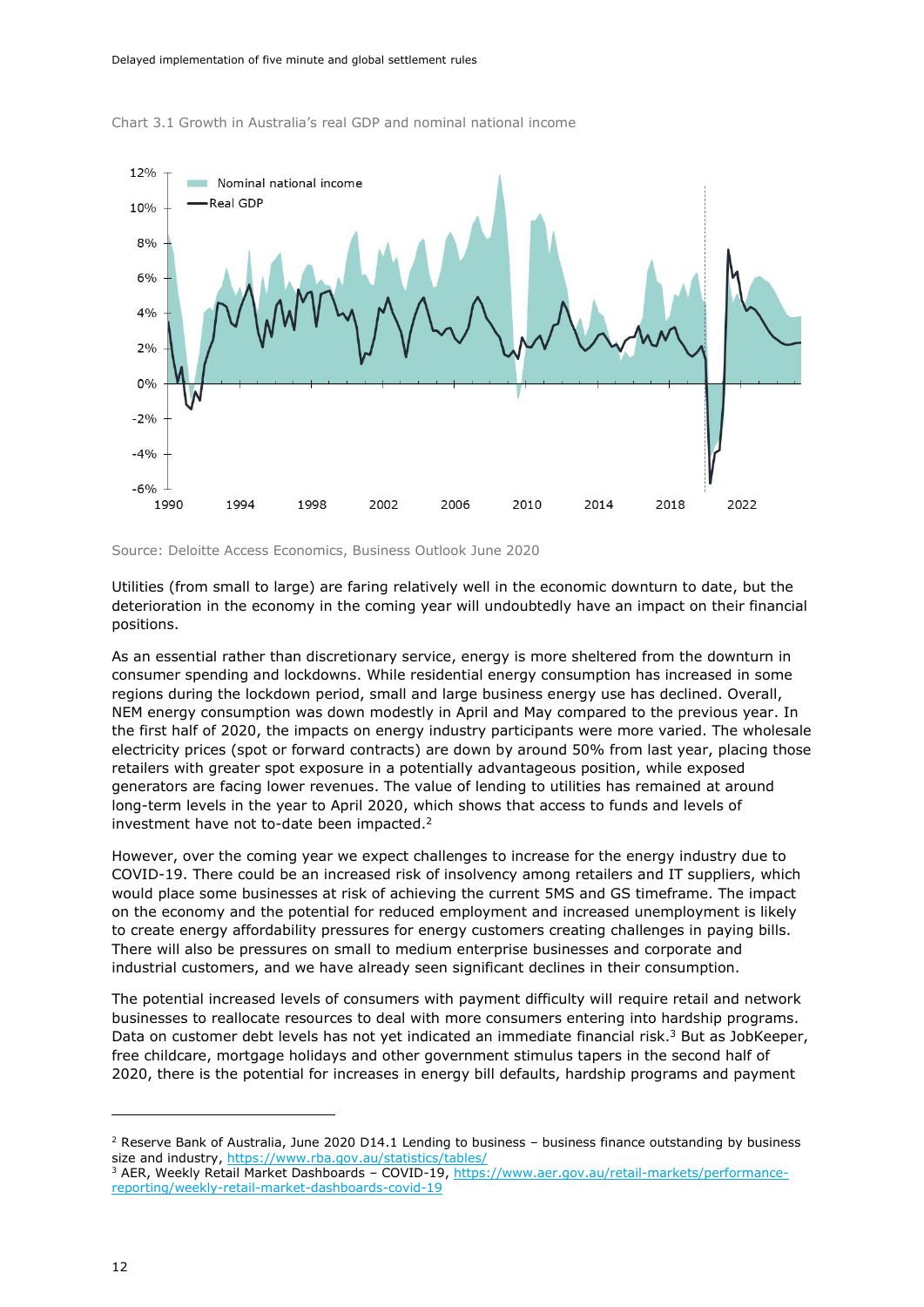Chart 3.1 Growth in Australia's real GDP and nominal national income

Source: Deloitte Access Economics, Business Outlook June 2020

Utilities (from small to large) are faring relatively well in the economic downturn to date, but the deterioration in the economy in the coming year will undoubtedly have an impact on their financial positions.

As an essential rather than discretionary service, energy is more sheltered from the downturn in consumer spending and lockdowns. While residential energy consumption has increased in some regions during the lockdown period, small and large business energy use has declined. Overall, NEM energy consumption was down modestly in April and May compared to the previous year. In the first half of 2020, the impacts on energy industry participants were more varied. The wholesale electricity prices (spot or forward contracts) are down by around 50% from last year, placing those retailers with greater spot exposure in a potentially advantageous position, while exposed generators are facing lower revenues. The value of lending to utilities has remained at around long-term levels in the year to April 2020, which shows that access to funds and levels of investment have not to-date been impacted.[2]

However, over the coming year we expect challenges to increase for the energy industry due to COVID-19. There could be an increased risk of insolvency among retailers and IT suppliers, which would place some businesses at risk of achieving the current 5MS and GS timeframe. The impact on the economy and the potential for reduced employment and increased unemployment is likely to create energy affordability pressures for energy customers creating challenges in paying bills. There will also be pressures on small to medium enterprise businesses and corporate and industrial customers, and we have already seen significant declines in their consumption.

The potential increased levels of consumers with payment difficulty will require retail and network businesses to reallocate resources to deal with more consumers entering into hardship programs. Data on customer debt levels has not yet indicated an immediate financial risk.[3] But as JobKeeper, free childcare, mortgage holidays and other government stimulus tapers in the second half of 2020, there is the potential for increases in energy bill defaults, hardship programs and payment

---

[2] Reserve Bank of Australia, June 2020 D14.1 Lending to business – business finance outstanding by business size and industry, https://www.rba.gov.au/statistics/tables/

[3] AER, Weekly Retail Market Dashboards – COVID-19, https://www.aer.gov.au/retail-markets/performance-reporting/weekly-retail-market-dashboards-covid-19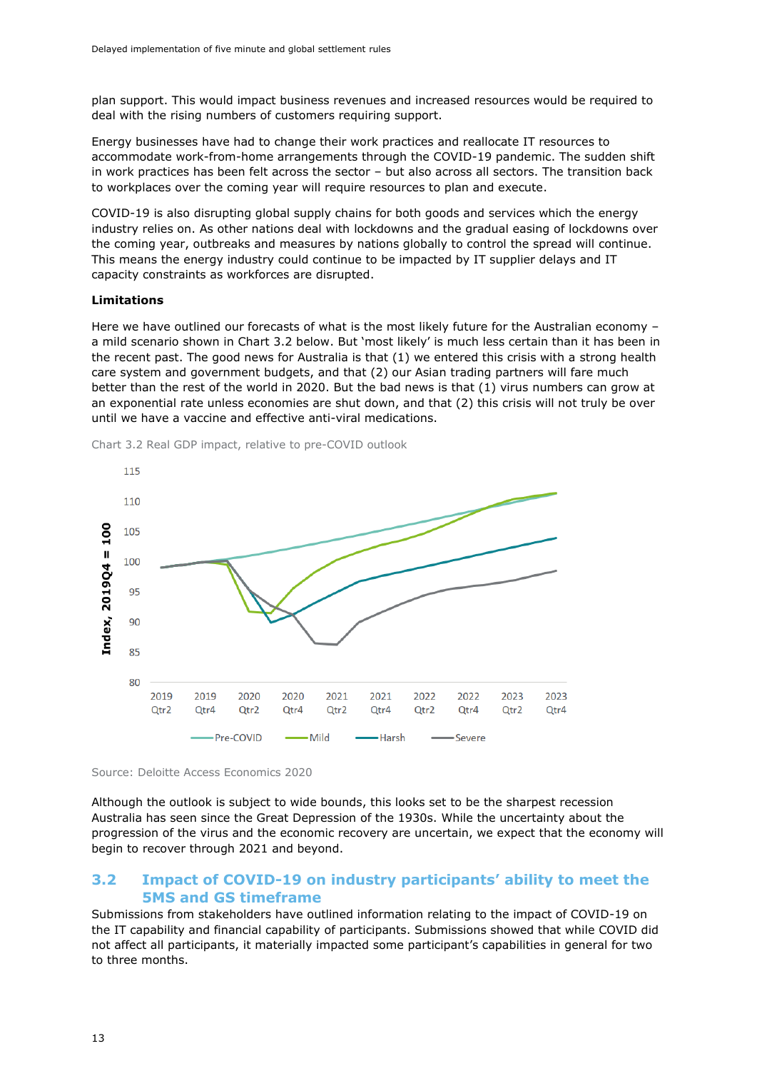plan support. This would impact business revenues and increased resources would be required to deal with the rising numbers of customers requiring support.

Energy businesses have had to change their work practices and reallocate IT resources to accommodate work-from-home arrangements through the COVID-19 pandemic. The sudden shift in work practices has been felt across the sector – but also across all sectors. The transition back to workplaces over the coming year will require resources to plan and execute.

COVID-19 is also disrupting global supply chains for both goods and services which the energy industry relies on. As other nations deal with lockdowns and the gradual easing of lockdowns over the coming year, outbreaks and measures by nations globally to control the spread will continue. This means the energy industry could continue to be impacted by IT supplier delays and IT capacity constraints as workforces are disrupted.

**Limitations**

Here we have outlined our forecasts of what is the most likely future for the Australian economy – a mild scenario shown in Chart 3.2 below. But 'most likely' is much less certain than it has been in the recent past. The good news for Australia is that (1) we entered this crisis with a strong health care system and government budgets, and that (2) our Asian trading partners will fare much better than the rest of the world in 2020. But the bad news is that (1) virus numbers can grow at an exponential rate unless economies are shut down, and that (2) this crisis will not truly be over until we have a vaccine and effective anti-viral medications.

Chart 3.2 Real GDP impact, relative to pre-COVID outlook

Source: Deloitte Access Economics 2020

Although the outlook is subject to wide bounds, this looks set to be the sharpest recession Australia has seen since the Great Depression of the 1930s. While the uncertainty about the progression of the virus and the economic recovery are uncertain, we expect that the economy will begin to recover through 2021 and beyond.

## 3.2 Impact of COVID-19 on industry participants' ability to meet the 5MS and GS timeframe

Submissions from stakeholders have outlined information relating to the impact of COVID-19 on the IT capability and financial capability of participants. Submissions showed that while COVID did not affect all participants, it materially impacted some participant's capabilities in general for two to three months.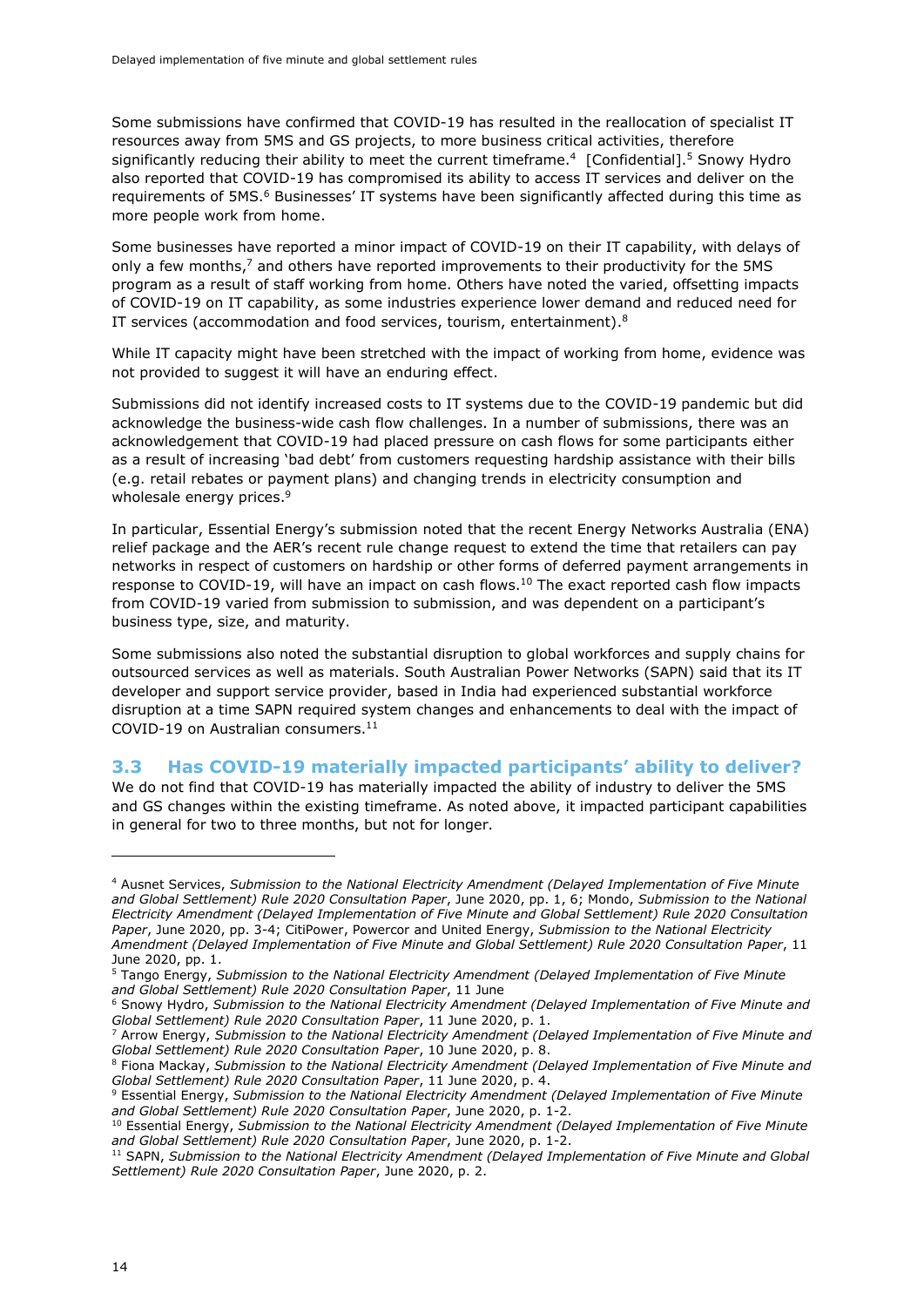Some submissions have confirmed that COVID-19 has resulted in the reallocation of specialist IT resources away from 5MS and GS projects, to more business critical activities, therefore significantly reducing their ability to meet the current timeframe.[4] [Confidential].[5] Snowy Hydro also reported that COVID-19 has compromised its ability to access IT services and deliver on the requirements of 5MS.[6] Businesses' IT systems have been significantly affected during this time as more people work from home.

Some businesses have reported a minor impact of COVID-19 on their IT capability, with delays of only a few months,[7] and others have reported improvements to their productivity for the 5MS program as a result of staff working from home. Others have noted the varied, offsetting impacts of COVID-19 on IT capability, as some industries experience lower demand and reduced need for IT services (accommodation and food services, tourism, entertainment).[8]

While IT capacity might have been stretched with the impact of working from home, evidence was not provided to suggest it will have an enduring effect.

Submissions did not identify increased costs to IT systems due to the COVID-19 pandemic but did acknowledge the business-wide cash flow challenges. In a number of submissions, there was an acknowledgement that COVID-19 had placed pressure on cash flows for some participants either as a result of increasing 'bad debt' from customers requesting hardship assistance with their bills (e.g. retail rebates or payment plans) and changing trends in electricity consumption and wholesale energy prices.[9]

In particular, Essential Energy's submission noted that the recent Energy Networks Australia (ENA) relief package and the AER's recent rule change request to extend the time that retailers can pay networks in respect of customers on hardship or other forms of deferred payment arrangements in response to COVID-19, will have an impact on cash flows.[10] The exact reported cash flow impacts from COVID-19 varied from submission to submission, and was dependent on a participant's business type, size, and maturity.

Some submissions also noted the substantial disruption to global workforces and supply chains for outsourced services as well as materials. South Australian Power Networks (SAPN) said that its IT developer and support service provider, based in India had experienced substantial workforce disruption at a time SAPN required system changes and enhancements to deal with the impact of COVID-19 on Australian consumers.[11]

## 3.3 Has COVID-19 materially impacted participants' ability to deliver?

We do not find that COVID-19 has materially impacted the ability of industry to deliver the 5MS and GS changes within the existing timeframe. As noted above, it impacted participant capabilities in general for two to three months, but not for longer.

---

[4] Ausnet Services, *Submission to the National Electricity Amendment (Delayed Implementation of Five Minute and Global Settlement) Rule 2020 Consultation Paper*, June 2020, pp. 1, 6; Mondo, *Submission to the National Electricity Amendment (Delayed Implementation of Five Minute and Global Settlement) Rule 2020 Consultation Paper*, June 2020, pp. 3-4; CitiPower, Powercor and United Energy, *Submission to the National Electricity Amendment (Delayed Implementation of Five Minute and Global Settlement) Rule 2020 Consultation Paper*, 11 June 2020, pp. 1.

[5] Tango Energy, *Submission to the National Electricity Amendment (Delayed Implementation of Five Minute and Global Settlement) Rule 2020 Consultation Paper*, 11 June

[6] Snowy Hydro, *Submission to the National Electricity Amendment (Delayed Implementation of Five Minute and Global Settlement) Rule 2020 Consultation Paper*, 11 June 2020, p. 1.

[7] Arrow Energy, *Submission to the National Electricity Amendment (Delayed Implementation of Five Minute and Global Settlement) Rule 2020 Consultation Paper*, 10 June 2020, p. 8.

[8] Fiona Mackay, *Submission to the National Electricity Amendment (Delayed Implementation of Five Minute and Global Settlement) Rule 2020 Consultation Paper*, 11 June 2020, p. 4.

[9] Essential Energy, *Submission to the National Electricity Amendment (Delayed Implementation of Five Minute and Global Settlement) Rule 2020 Consultation Paper*, June 2020, p. 1-2.

[10] Essential Energy, *Submission to the National Electricity Amendment (Delayed Implementation of Five Minute and Global Settlement) Rule 2020 Consultation Paper*, June 2020, p. 1-2.

[11] SAPN, *Submission to the National Electricity Amendment (Delayed Implementation of Five Minute and Global Settlement) Rule 2020 Consultation Paper*, June 2020, p. 2.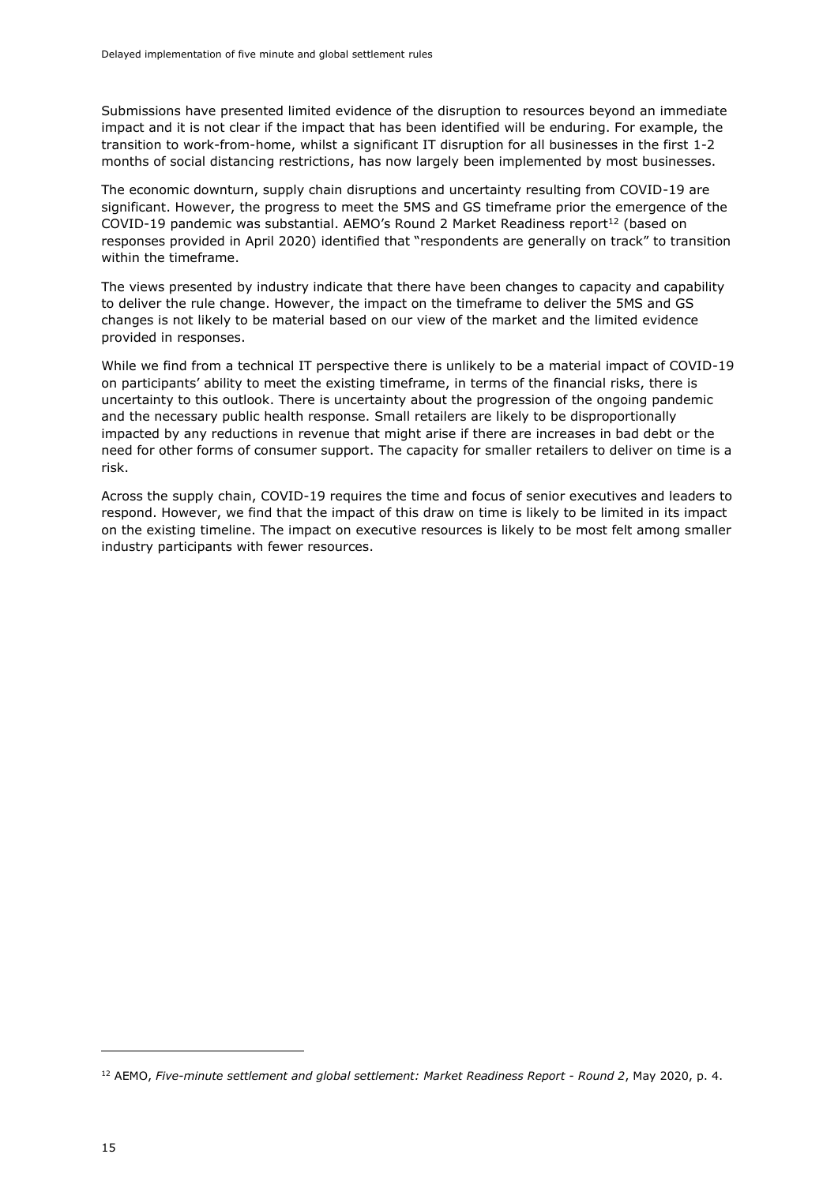Submissions have presented limited evidence of the disruption to resources beyond an immediate impact and it is not clear if the impact that has been identified will be enduring. For example, the transition to work-from-home, whilst a significant IT disruption for all businesses in the first 1-2 months of social distancing restrictions, has now largely been implemented by most businesses.

The economic downturn, supply chain disruptions and uncertainty resulting from COVID-19 are significant. However, the progress to meet the 5MS and GS timeframe prior the emergence of the COVID-19 pandemic was substantial. AEMO's Round 2 Market Readiness report[12] (based on responses provided in April 2020) identified that "respondents are generally on track" to transition within the timeframe.

The views presented by industry indicate that there have been changes to capacity and capability to deliver the rule change. However, the impact on the timeframe to deliver the 5MS and GS changes is not likely to be material based on our view of the market and the limited evidence provided in responses.

While we find from a technical IT perspective there is unlikely to be a material impact of COVID-19 on participants' ability to meet the existing timeframe, in terms of the financial risks, there is uncertainty to this outlook. There is uncertainty about the progression of the ongoing pandemic and the necessary public health response. Small retailers are likely to be disproportionally impacted by any reductions in revenue that might arise if there are increases in bad debt or the need for other forms of consumer support. The capacity for smaller retailers to deliver on time is a risk.

Across the supply chain, COVID-19 requires the time and focus of senior executives and leaders to respond. However, we find that the impact of this draw on time is likely to be limited in its impact on the existing timeline. The impact on executive resources is likely to be most felt among smaller industry participants with fewer resources.

---

[12] AEMO, *Five-minute settlement and global settlement: Market Readiness Report - Round 2*, May 2020, p. 4.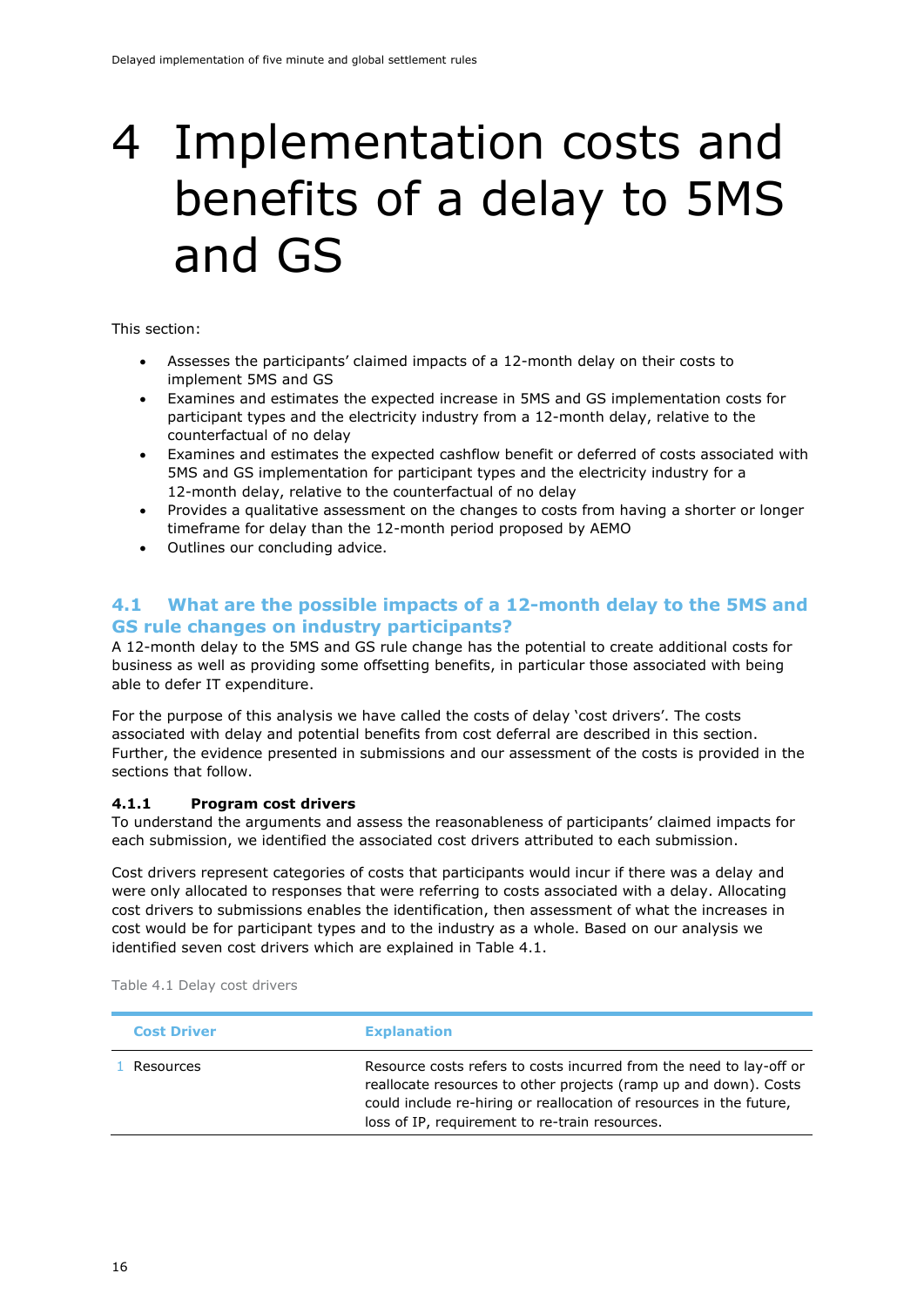# 4 Implementation costs and benefits of a delay to 5MS and GS

This section:

- Assesses the participants' claimed impacts of a 12-month delay on their costs to implement 5MS and GS
- Examines and estimates the expected increase in 5MS and GS implementation costs for participant types and the electricity industry from a 12-month delay, relative to the counterfactual of no delay
- Examines and estimates the expected cashflow benefit or deferred of costs associated with 5MS and GS implementation for participant types and the electricity industry for a 12-month delay, relative to the counterfactual of no delay
- Provides a qualitative assessment on the changes to costs from having a shorter or longer timeframe for delay than the 12-month period proposed by AEMO
- Outlines our concluding advice.

## 4.1 What are the possible impacts of a 12-month delay to the 5MS and GS rule changes on industry participants?

A 12-month delay to the 5MS and GS rule change has the potential to create additional costs for business as well as providing some offsetting benefits, in particular those associated with being able to defer IT expenditure.

For the purpose of this analysis we have called the costs of delay 'cost drivers'. The costs associated with delay and potential benefits from cost deferral are described in this section. Further, the evidence presented in submissions and our assessment of the costs is provided in the sections that follow.

### 4.1.1 Program cost drivers

To understand the arguments and assess the reasonableness of participants' claimed impacts for each submission, we identified the associated cost drivers attributed to each submission.

Cost drivers represent categories of costs that participants would incur if there was a delay and were only allocated to responses that were referring to costs associated with a delay. Allocating cost drivers to submissions enables the identification, then assessment of what the increases in cost would be for participant types and to the industry as a whole. Based on our analysis we identified seven cost drivers which are explained in Table 4.1.

Table 4.1 Delay cost drivers

| | Cost Driver | Explanation |
|---|---|---|
| 1 | Resources | Resource costs refers to costs incurred from the need to lay-off or reallocate resources to other projects (ramp up and down). Costs could include re-hiring or reallocation of resources in the future, loss of IP, requirement to re-train resources. |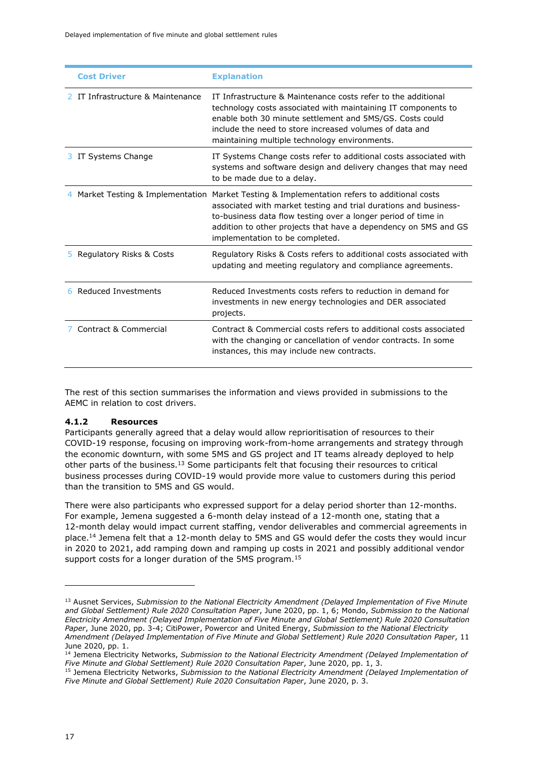| Cost Driver | Explanation |
|---|---|
| 2 IT Infrastructure & Maintenance | IT Infrastructure & Maintenance costs refer to the additional technology costs associated with maintaining IT components to enable both 30 minute settlement and 5MS/GS. Costs could include the need to store increased volumes of data and maintaining multiple technology environments. |
| 3 IT Systems Change | IT Systems Change costs refer to additional costs associated with systems and software design and delivery changes that may need to be made due to a delay. |
| 4 Market Testing & Implementation | Market Testing & Implementation refers to additional costs associated with market testing and trial durations and business-to-business data flow testing over a longer period of time in addition to other projects that have a dependency on 5MS and GS implementation to be completed. |
| 5 Regulatory Risks & Costs | Regulatory Risks & Costs refers to additional costs associated with updating and meeting regulatory and compliance agreements. |
| 6 Reduced Investments | Reduced Investments costs refers to reduction in demand for investments in new energy technologies and DER associated projects. |
| 7 Contract & Commercial | Contract & Commercial costs refers to additional costs associated with the changing or cancellation of vendor contracts. In some instances, this may include new contracts. |

The rest of this section summarises the information and views provided in submissions to the AEMC in relation to cost drivers.

### 4.1.2 Resources

Participants generally agreed that a delay would allow reprioritisation of resources to their COVID-19 response, focusing on improving work-from-home arrangements and strategy through the economic downturn, with some 5MS and GS project and IT teams already deployed to help other parts of the business.[13] Some participants felt that focusing their resources to critical business processes during COVID-19 would provide more value to customers during this period than the transition to 5MS and GS would.

There were also participants who expressed support for a delay period shorter than 12-months. For example, Jemena suggested a 6-month delay instead of a 12-month one, stating that a 12-month delay would impact current staffing, vendor deliverables and commercial agreements in place.[14] Jemena felt that a 12-month delay to 5MS and GS would defer the costs they would incur in 2020 to 2021, add ramping down and ramping up costs in 2021 and possibly additional vendor support costs for a longer duration of the 5MS program.[15]

---

[13] Ausnet Services, *Submission to the National Electricity Amendment (Delayed Implementation of Five Minute and Global Settlement) Rule 2020 Consultation Paper*, June 2020, pp. 1, 6; Mondo, *Submission to the National Electricity Amendment (Delayed Implementation of Five Minute and Global Settlement) Rule 2020 Consultation Paper*, June 2020, pp. 3-4; CitiPower, Powercor and United Energy, *Submission to the National Electricity Amendment (Delayed Implementation of Five Minute and Global Settlement) Rule 2020 Consultation Paper*, 11 June 2020, pp. 1.

[14] Jemena Electricity Networks, *Submission to the National Electricity Amendment (Delayed Implementation of Five Minute and Global Settlement) Rule 2020 Consultation Paper*, June 2020, pp. 1, 3.

[15] Jemena Electricity Networks, *Submission to the National Electricity Amendment (Delayed Implementation of Five Minute and Global Settlement) Rule 2020 Consultation Paper*, June 2020, p. 3.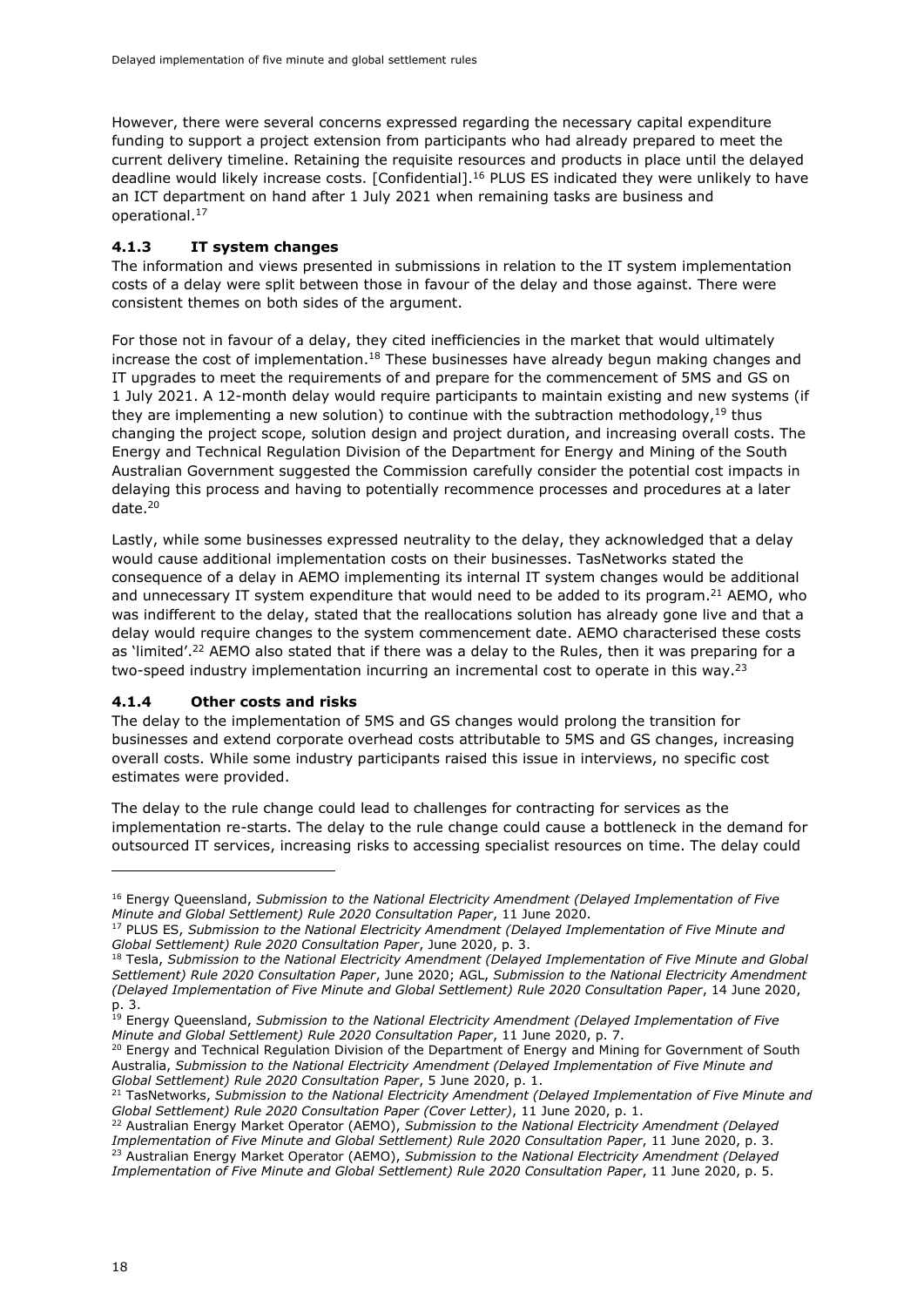However, there were several concerns expressed regarding the necessary capital expenditure funding to support a project extension from participants who had already prepared to meet the current delivery timeline. Retaining the requisite resources and products in place until the delayed deadline would likely increase costs. [Confidential].[16] PLUS ES indicated they were unlikely to have an ICT department on hand after 1 July 2021 when remaining tasks are business and operational.[17]

### 4.1.3 IT system changes

The information and views presented in submissions in relation to the IT system implementation costs of a delay were split between those in favour of the delay and those against. There were consistent themes on both sides of the argument.

For those not in favour of a delay, they cited inefficiencies in the market that would ultimately increase the cost of implementation.[18] These businesses have already begun making changes and IT upgrades to meet the requirements of and prepare for the commencement of 5MS and GS on 1 July 2021. A 12-month delay would require participants to maintain existing and new systems (if they are implementing a new solution) to continue with the subtraction methodology,[19] thus changing the project scope, solution design and project duration, and increasing overall costs. The Energy and Technical Regulation Division of the Department for Energy and Mining of the South Australian Government suggested the Commission carefully consider the potential cost impacts in delaying this process and having to potentially recommence processes and procedures at a later date.[20]

Lastly, while some businesses expressed neutrality to the delay, they acknowledged that a delay would cause additional implementation costs on their businesses. TasNetworks stated the consequence of a delay in AEMO implementing its internal IT system changes would be additional and unnecessary IT system expenditure that would need to be added to its program.[21] AEMO, who was indifferent to the delay, stated that the reallocations solution has already gone live and that a delay would require changes to the system commencement date. AEMO characterised these costs as 'limited'.[22] AEMO also stated that if there was a delay to the Rules, then it was preparing for a two-speed industry implementation incurring an incremental cost to operate in this way.[23]

### 4.1.4 Other costs and risks

The delay to the implementation of 5MS and GS changes would prolong the transition for businesses and extend corporate overhead costs attributable to 5MS and GS changes, increasing overall costs. While some industry participants raised this issue in interviews, no specific cost estimates were provided.

The delay to the rule change could lead to challenges for contracting for services as the implementation re-starts. The delay to the rule change could cause a bottleneck in the demand for outsourced IT services, increasing risks to accessing specialist resources on time. The delay could

---

[16] Energy Queensland, *Submission to the National Electricity Amendment (Delayed Implementation of Five Minute and Global Settlement) Rule 2020 Consultation Paper*, 11 June 2020.

[17] PLUS ES, *Submission to the National Electricity Amendment (Delayed Implementation of Five Minute and Global Settlement) Rule 2020 Consultation Paper*, June 2020, p. 3.

[18] Tesla, *Submission to the National Electricity Amendment (Delayed Implementation of Five Minute and Global Settlement) Rule 2020 Consultation Paper*, June 2020; AGL, *Submission to the National Electricity Amendment (Delayed Implementation of Five Minute and Global Settlement) Rule 2020 Consultation Paper*, 14 June 2020, p. 3.

[19] Energy Queensland, *Submission to the National Electricity Amendment (Delayed Implementation of Five Minute and Global Settlement) Rule 2020 Consultation Paper*, 11 June 2020, p. 7.

[20] Energy and Technical Regulation Division of the Department of Energy and Mining for Government of South Australia, *Submission to the National Electricity Amendment (Delayed Implementation of Five Minute and Global Settlement) Rule 2020 Consultation Paper*, 5 June 2020, p. 1.

[21] TasNetworks, *Submission to the National Electricity Amendment (Delayed Implementation of Five Minute and Global Settlement) Rule 2020 Consultation Paper (Cover Letter)*, 11 June 2020, p. 1.

[22] Australian Energy Market Operator (AEMO), *Submission to the National Electricity Amendment (Delayed Implementation of Five Minute and Global Settlement) Rule 2020 Consultation Paper*, 11 June 2020, p. 3.

[23] Australian Energy Market Operator (AEMO), *Submission to the National Electricity Amendment (Delayed Implementation of Five Minute and Global Settlement) Rule 2020 Consultation Paper*, 11 June 2020, p. 5.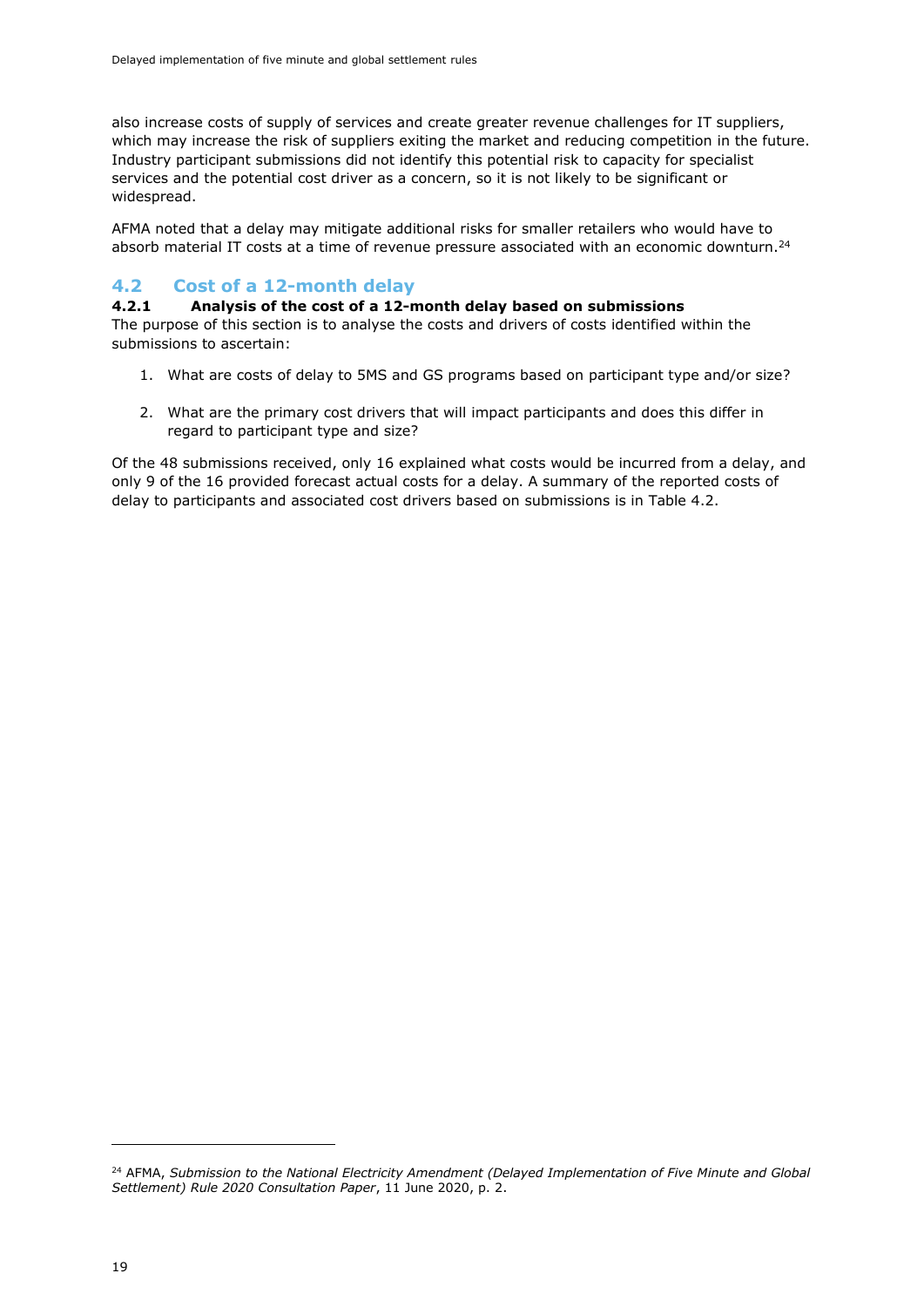also increase costs of supply of services and create greater revenue challenges for IT suppliers, which may increase the risk of suppliers exiting the market and reducing competition in the future. Industry participant submissions did not identify this potential risk to capacity for specialist services and the potential cost driver as a concern, so it is not likely to be significant or widespread.

AFMA noted that a delay may mitigate additional risks for smaller retailers who would have to absorb material IT costs at a time of revenue pressure associated with an economic downturn.[24]

## 4.2 Cost of a 12-month delay

### 4.2.1 Analysis of the cost of a 12-month delay based on submissions

The purpose of this section is to analyse the costs and drivers of costs identified within the submissions to ascertain:

1. What are costs of delay to 5MS and GS programs based on participant type and/or size?

2. What are the primary cost drivers that will impact participants and does this differ in regard to participant type and size?

Of the 48 submissions received, only 16 explained what costs would be incurred from a delay, and only 9 of the 16 provided forecast actual costs for a delay. A summary of the reported costs of delay to participants and associated cost drivers based on submissions is in Table 4.2.

[24] AFMA, *Submission to the National Electricity Amendment (Delayed Implementation of Five Minute and Global Settlement) Rule 2020 Consultation Paper*, 11 June 2020, p. 2.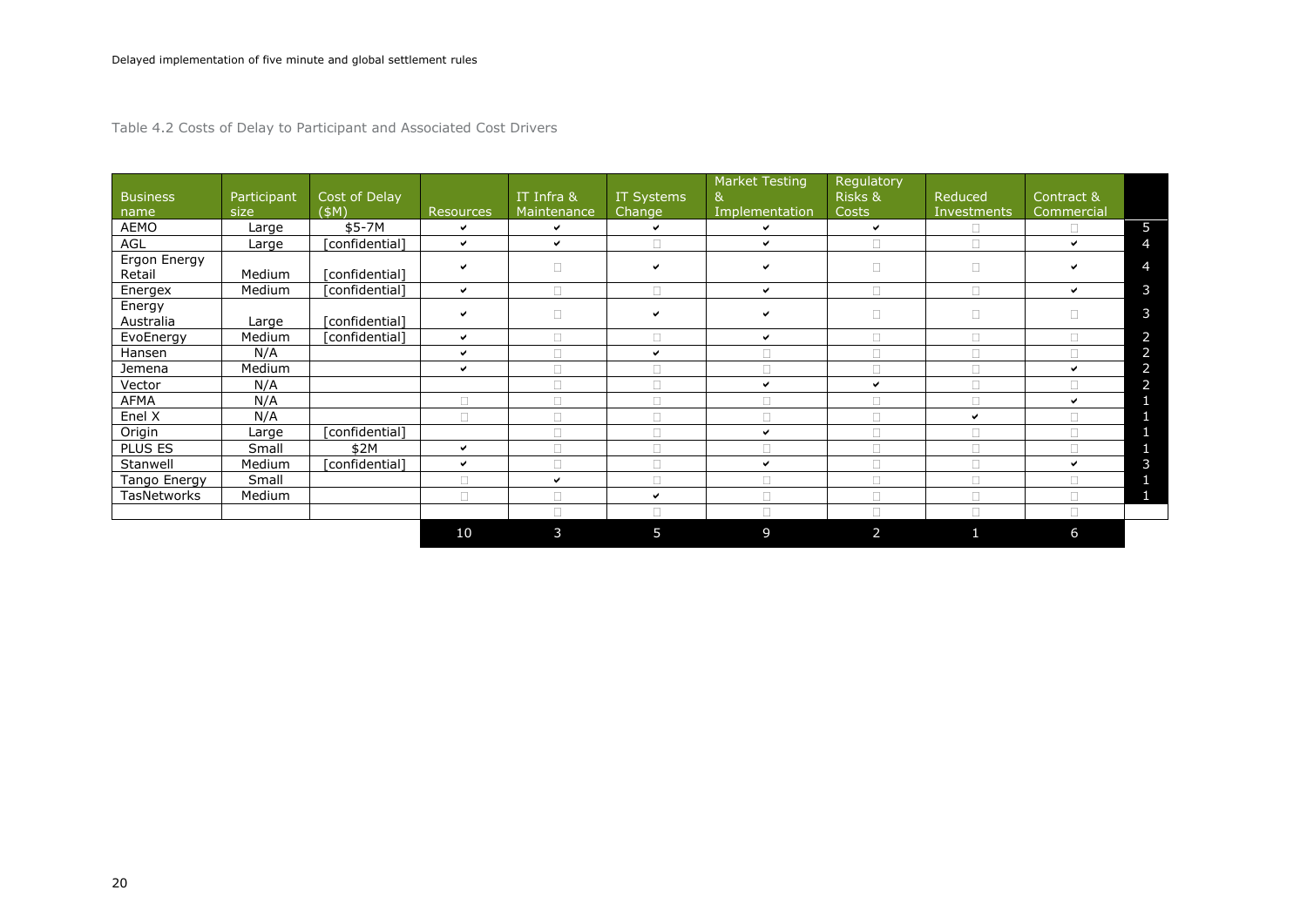Table 4.2 Costs of Delay to Participant and Associated Cost Drivers

| Business name | Participant size | Cost of Delay ($M) | Resources | IT Infra & Maintenance | IT Systems Change | Market Testing & Implementation | Regulatory Risks & Costs | Reduced Investments | Contract & Commercial | |
|---|---|---|---|---|---|---|---|---|---|---|
| AEMO | Large | $5-7M | ✔ | ✔ | ✔ | ✔ | ✔ | □ | □ | 5 |
| AGL | Large | [confidential] | ✔ | ✔ | □ | ✔ | □ | □ | ✔ | 4 |
| Ergon Energy Retail | Medium | [confidential] | ✔ | □ | ✔ | ✔ | □ | □ | ✔ | 4 |
| Energex | Medium | [confidential] | ✔ | □ | □ | ✔ | □ | □ | ✔ | 3 |
| Energy Australia | Large | [confidential] | ✔ | □ | ✔ | ✔ | □ | □ | □ | 3 |
| EvoEnergy | Medium | [confidential] | ✔ | □ | □ | ✔ | □ | □ | □ | 2 |
| Hansen | N/A | | ✔ | □ | ✔ | □ | □ | □ | □ | 2 |
| Jemena | Medium | | ✔ | □ | □ | □ | □ | □ | ✔ | 2 |
| Vector | N/A | | | □ | □ | ✔ | ✔ | □ | □ | 2 |
| AFMA | N/A | | □ | □ | □ | □ | □ | □ | ✔ | 1 |
| Enel X | N/A | | □ | □ | □ | □ | □ | ✔ | □ | 1 |
| Origin | Large | [confidential] | | □ | □ | ✔ | □ | □ | □ | 1 |
| PLUS ES | Small | $2M | ✔ | □ | □ | □ | □ | □ | □ | 1 |
| Stanwell | Medium | [confidential] | ✔ | □ | □ | ✔ | □ | □ | ✔ | 3 |
| Tango Energy | Small | | □ | ✔ | □ | □ | □ | □ | □ | 1 |
| TasNetworks | Medium | | □ | □ | ✔ | □ | □ | □ | □ | 1 |
| | | | | □ | □ | □ | □ | □ | □ | |
| | | | 10 | 3 | 5 | 9 | 2 | 1 | 6 | |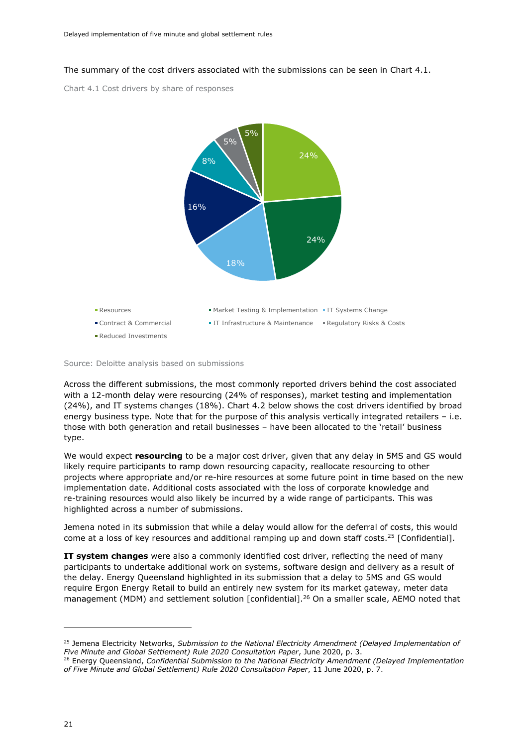The summary of the cost drivers associated with the submissions can be seen in Chart 4.1.

Chart 4.1 Cost drivers by share of responses

| Cost driver | Share of responses |
| --- | --- |
| Resources | 24% |
| Market Testing & Implementation | 24% |
| IT Systems Change | 18% |
| Contract & Commercial | 16% |
| IT Infrastructure & Maintenance | 8% |
| Regulatory Risks & Costs | 5% |
| Reduced Investments | 5% |

Source: Deloitte analysis based on submissions

Across the different submissions, the most commonly reported drivers behind the cost associated with a 12-month delay were resourcing (24% of responses), market testing and implementation (24%), and IT systems changes (18%). Chart 4.2 below shows the cost drivers identified by broad energy business type. Note that for the purpose of this analysis vertically integrated retailers – i.e. those with both generation and retail businesses – have been allocated to the 'retail' business type.

We would expect **resourcing** to be a major cost driver, given that any delay in 5MS and GS would likely require participants to ramp down resourcing capacity, reallocate resourcing to other projects where appropriate and/or re-hire resources at some future point in time based on the new implementation date. Additional costs associated with the loss of corporate knowledge and re-training resources would also likely be incurred by a wide range of participants. This was highlighted across a number of submissions.

Jemena noted in its submission that while a delay would allow for the deferral of costs, this would come at a loss of key resources and additional ramping up and down staff costs.[25] [Confidential].

**IT system changes** were also a commonly identified cost driver, reflecting the need of many participants to undertake additional work on systems, software design and delivery as a result of the delay. Energy Queensland highlighted in its submission that a delay to 5MS and GS would require Ergon Energy Retail to build an entirely new system for its market gateway, meter data management (MDM) and settlement solution [confidential].[26] On a smaller scale, AEMO noted that

---

[25] Jemena Electricity Networks, *Submission to the National Electricity Amendment (Delayed Implementation of Five Minute and Global Settlement) Rule 2020 Consultation Paper*, June 2020, p. 3.

[26] Energy Queensland, *Confidential Submission to the National Electricity Amendment (Delayed Implementation of Five Minute and Global Settlement) Rule 2020 Consultation Paper*, 11 June 2020, p. 7.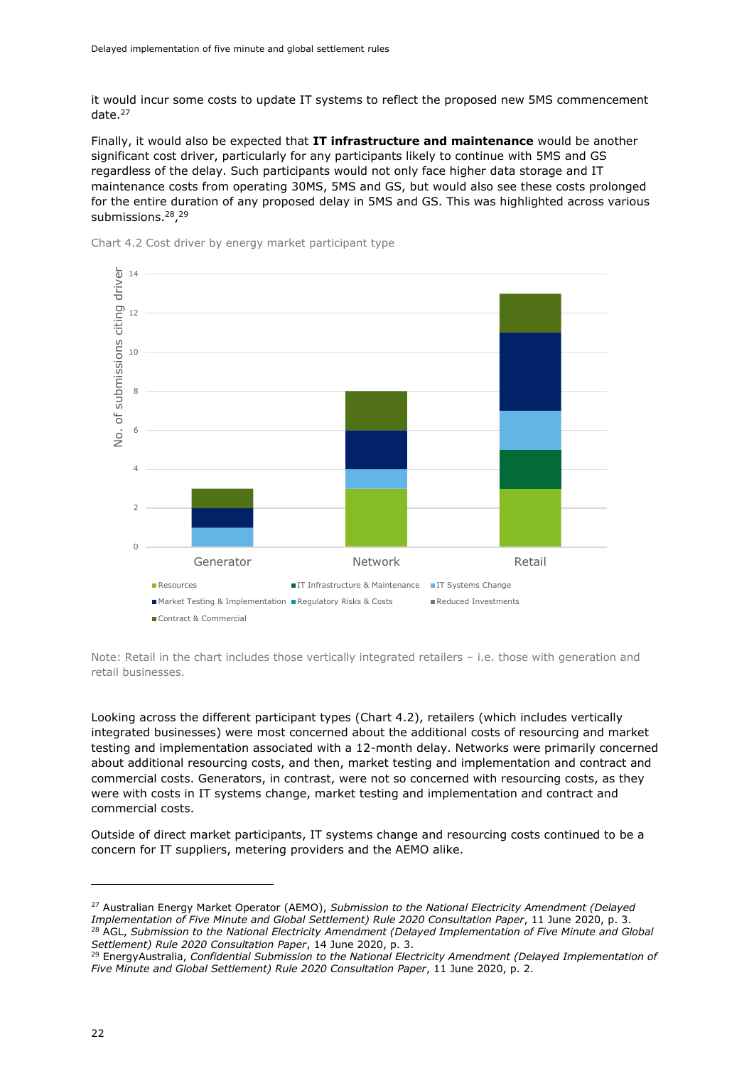it would incur some costs to update IT systems to reflect the proposed new 5MS commencement date.[27]

Finally, it would also be expected that **IT infrastructure and maintenance** would be another significant cost driver, particularly for any participants likely to continue with 5MS and GS regardless of the delay. Such participants would not only face higher data storage and IT maintenance costs from operating 30MS, 5MS and GS, but would also see these costs prolonged for the entire duration of any proposed delay in 5MS and GS. This was highlighted across various submissions.[28],[29]

Chart 4.2 Cost driver by energy market participant type

| No. of submissions citing driver | Generator | Network | Retail |
|---|---|---|---|
| Resources | 0 | 3 | 3 |
| IT Infrastructure & Maintenance | 0 | 0 | 2 |
| IT Systems Change | 1 | 1 | 2 |
| Market Testing & Implementation | 1 | 2 | 4 |
| Regulatory Risks & Costs | 0 | 0 | 0 |
| Reduced Investments | 0 | 0 | 0 |
| Contract & Commercial | 1 | 2 | 2 |

Note: Retail in the chart includes those vertically integrated retailers – i.e. those with generation and retail businesses.

Looking across the different participant types (Chart 4.2), retailers (which includes vertically integrated businesses) were most concerned about the additional costs of resourcing and market testing and implementation associated with a 12-month delay. Networks were primarily concerned about additional resourcing costs, and then, market testing and implementation and contract and commercial costs. Generators, in contrast, were not so concerned with resourcing costs, as they were with costs in IT systems change, market testing and implementation and contract and commercial costs.

Outside of direct market participants, IT systems change and resourcing costs continued to be a concern for IT suppliers, metering providers and the AEMO alike.

---

[27] Australian Energy Market Operator (AEMO), *Submission to the National Electricity Amendment (Delayed Implementation of Five Minute and Global Settlement) Rule 2020 Consultation Paper*, 11 June 2020, p. 3.

[28] AGL, *Submission to the National Electricity Amendment (Delayed Implementation of Five Minute and Global Settlement) Rule 2020 Consultation Paper*, 14 June 2020, p. 3.

[29] EnergyAustralia, *Confidential Submission to the National Electricity Amendment (Delayed Implementation of Five Minute and Global Settlement) Rule 2020 Consultation Paper*, 11 June 2020, p. 2.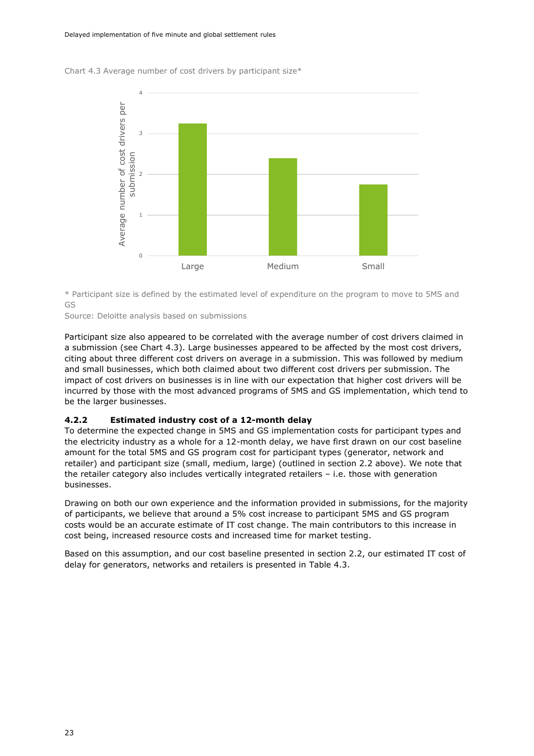Chart 4.3 Average number of cost drivers by participant size*

* Participant size is defined by the estimated level of expenditure on the program to move to 5MS and GS

Source: Deloitte analysis based on submissions

Participant size also appeared to be correlated with the average number of cost drivers claimed in a submission (see Chart 4.3). Large businesses appeared to be affected by the most cost drivers, citing about three different cost drivers on average in a submission. This was followed by medium and small businesses, which both claimed about two different cost drivers per submission. The impact of cost drivers on businesses is in line with our expectation that higher cost drivers will be incurred by those with the most advanced programs of 5MS and GS implementation, which tend to be the larger businesses.

### 4.2.2 Estimated industry cost of a 12-month delay

To determine the expected change in 5MS and GS implementation costs for participant types and the electricity industry as a whole for a 12-month delay, we have first drawn on our cost baseline amount for the total 5MS and GS program cost for participant types (generator, network and retailer) and participant size (small, medium, large) (outlined in section 2.2 above). We note that the retailer category also includes vertically integrated retailers – i.e. those with generation businesses.

Drawing on both our own experience and the information provided in submissions, for the majority of participants, we believe that around a 5% cost increase to participant 5MS and GS program costs would be an accurate estimate of IT cost change. The main contributors to this increase in cost being, increased resource costs and increased time for market testing.

Based on this assumption, and our cost baseline presented in section 2.2, our estimated IT cost of delay for generators, networks and retailers is presented in Table 4.3.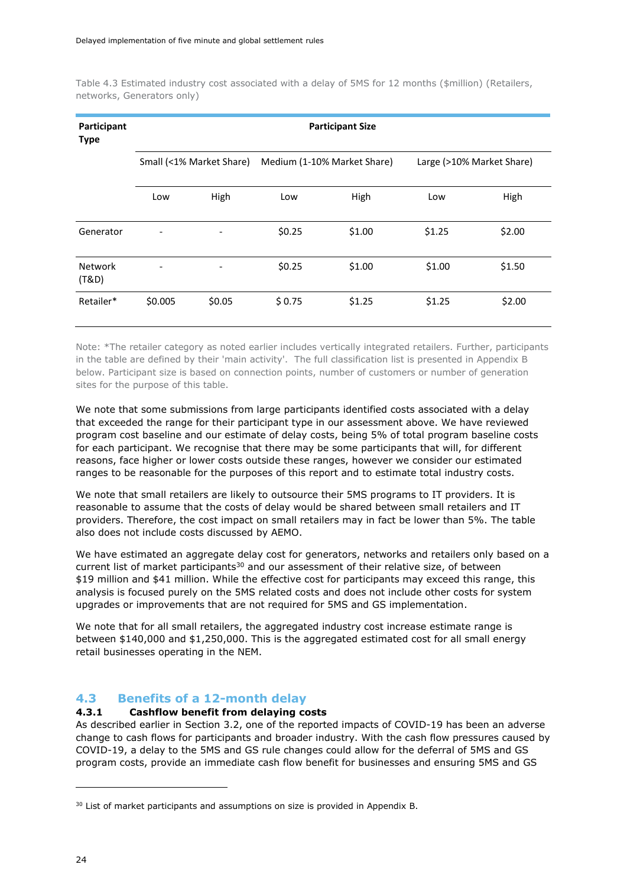Table 4.3 Estimated industry cost associated with a delay of 5MS for 12 months ($million) (Retailers, networks, Generators only)

| Participant Type | Participant Size | | | | | |
|---|---|---|---|---|---|---|
| | Small (<1% Market Share) | | Medium (1-10% Market Share) | | Large (>10% Market Share) | |
| | Low | High | Low | High | Low | High |
| Generator | - | - | $0.25 | $1.00 | $1.25 | $2.00 |
| Network (T&D) | - | - | $0.25 | $1.00 | $1.00 | $1.50 |
| Retailer* | $0.005 | $0.05 | $ 0.75 | $1.25 | $1.25 | $2.00 |

Note: *The retailer category as noted earlier includes vertically integrated retailers. Further, participants in the table are defined by their 'main activity'. The full classification list is presented in Appendix B below. Participant size is based on connection points, number of customers or number of generation sites for the purpose of this table.

We note that some submissions from large participants identified costs associated with a delay that exceeded the range for their participant type in our assessment above. We have reviewed program cost baseline and our estimate of delay costs, being 5% of total program baseline costs for each participant. We recognise that there may be some participants that will, for different reasons, face higher or lower costs outside these ranges, however we consider our estimated ranges to be reasonable for the purposes of this report and to estimate total industry costs.

We note that small retailers are likely to outsource their 5MS programs to IT providers. It is reasonable to assume that the costs of delay would be shared between small retailers and IT providers. Therefore, the cost impact on small retailers may in fact be lower than 5%. The table also does not include costs discussed by AEMO.

We have estimated an aggregate delay cost for generators, networks and retailers only based on a current list of market participants[30] and our assessment of their relative size, of between $19 million and $41 million. While the effective cost for participants may exceed this range, this analysis is focused purely on the 5MS related costs and does not include other costs for system upgrades or improvements that are not required for 5MS and GS implementation.

We note that for all small retailers, the aggregated industry cost increase estimate range is between $140,000 and $1,250,000. This is the aggregated estimated cost for all small energy retail businesses operating in the NEM.

## 4.3 Benefits of a 12-month delay

### 4.3.1 Cashflow benefit from delaying costs

As described earlier in Section 3.2, one of the reported impacts of COVID-19 has been an adverse change to cash flows for participants and broader industry. With the cash flow pressures caused by COVID-19, a delay to the 5MS and GS rule changes could allow for the deferral of 5MS and GS program costs, provide an immediate cash flow benefit for businesses and ensuring 5MS and GS

[30] List of market participants and assumptions on size is provided in Appendix B.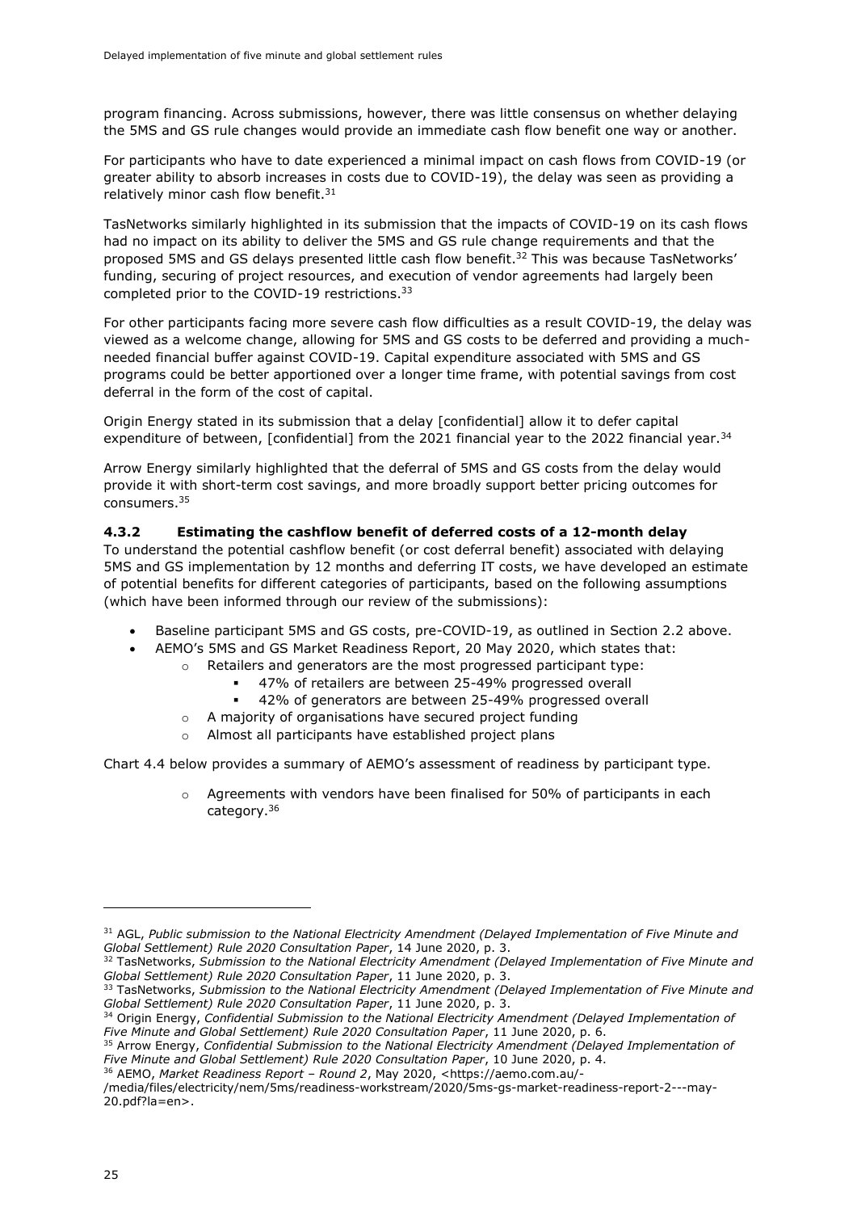program financing. Across submissions, however, there was little consensus on whether delaying the 5MS and GS rule changes would provide an immediate cash flow benefit one way or another.

For participants who have to date experienced a minimal impact on cash flows from COVID-19 (or greater ability to absorb increases in costs due to COVID-19), the delay was seen as providing a relatively minor cash flow benefit.[31]

TasNetworks similarly highlighted in its submission that the impacts of COVID-19 on its cash flows had no impact on its ability to deliver the 5MS and GS rule change requirements and that the proposed 5MS and GS delays presented little cash flow benefit.[32] This was because TasNetworks' funding, securing of project resources, and execution of vendor agreements had largely been completed prior to the COVID-19 restrictions.[33]

For other participants facing more severe cash flow difficulties as a result COVID-19, the delay was viewed as a welcome change, allowing for 5MS and GS costs to be deferred and providing a much-needed financial buffer against COVID-19. Capital expenditure associated with 5MS and GS programs could be better apportioned over a longer time frame, with potential savings from cost deferral in the form of the cost of capital.

Origin Energy stated in its submission that a delay [confidential] allow it to defer capital expenditure of between, [confidential] from the 2021 financial year to the 2022 financial year.[34]

Arrow Energy similarly highlighted that the deferral of 5MS and GS costs from the delay would provide it with short-term cost savings, and more broadly support better pricing outcomes for consumers.[35]

### 4.3.2 Estimating the cashflow benefit of deferred costs of a 12-month delay

To understand the potential cashflow benefit (or cost deferral benefit) associated with delaying 5MS and GS implementation by 12 months and deferring IT costs, we have developed an estimate of potential benefits for different categories of participants, based on the following assumptions (which have been informed through our review of the submissions):

- Baseline participant 5MS and GS costs, pre-COVID-19, as outlined in Section 2.2 above.
- AEMO's 5MS and GS Market Readiness Report, 20 May 2020, which states that:
  - Retailers and generators are the most progressed participant type:
    - 47% of retailers are between 25-49% progressed overall
    - 42% of generators are between 25-49% progressed overall
  - A majority of organisations have secured project funding
  - Almost all participants have established project plans

Chart 4.4 below provides a summary of AEMO's assessment of readiness by participant type.

  - Agreements with vendors have been finalised for 50% of participants in each category.[36]

---

[31] AGL, *Public submission to the National Electricity Amendment (Delayed Implementation of Five Minute and Global Settlement) Rule 2020 Consultation Paper*, 14 June 2020, p. 3.

[32] TasNetworks, *Submission to the National Electricity Amendment (Delayed Implementation of Five Minute and Global Settlement) Rule 2020 Consultation Paper*, 11 June 2020, p. 3.

[33] TasNetworks, *Submission to the National Electricity Amendment (Delayed Implementation of Five Minute and Global Settlement) Rule 2020 Consultation Paper*, 11 June 2020, p. 3.

[34] Origin Energy, *Confidential Submission to the National Electricity Amendment (Delayed Implementation of Five Minute and Global Settlement) Rule 2020 Consultation Paper*, 11 June 2020, p. 6.

[35] Arrow Energy, *Confidential Submission to the National Electricity Amendment (Delayed Implementation of Five Minute and Global Settlement) Rule 2020 Consultation Paper*, 10 June 2020, p. 4.

[36] AEMO, *Market Readiness Report – Round 2*, May 2020, <https://aemo.com.au/-/media/files/electricity/nem/5ms/readiness-workstream/2020/5ms-gs-market-readiness-report-2---may-20.pdf?la=en>.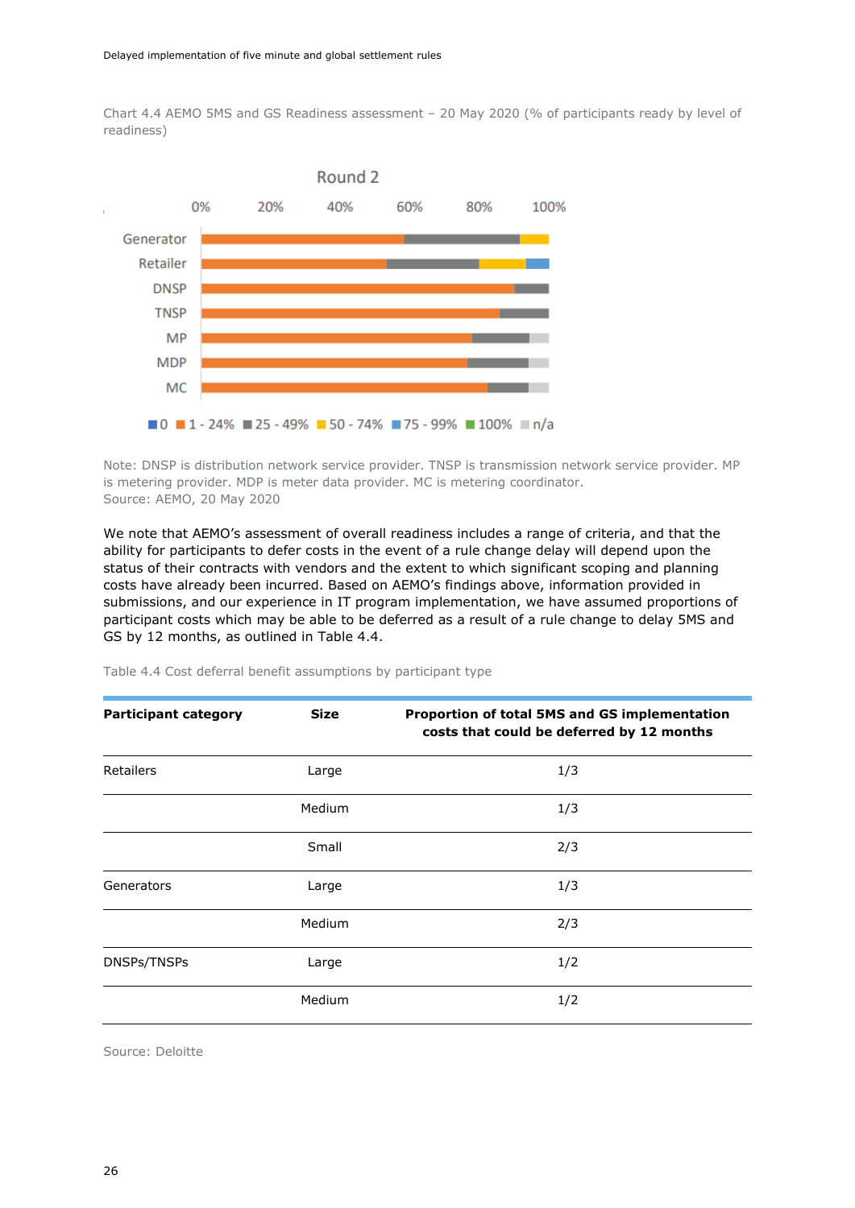Chart 4.4 AEMO 5MS and GS Readiness assessment – 20 May 2020 (% of participants ready by level of readiness)

Note: DNSP is distribution network service provider. TNSP is transmission network service provider. MP is metering provider. MDP is meter data provider. MC is metering coordinator.
Source: AEMO, 20 May 2020

We note that AEMO's assessment of overall readiness includes a range of criteria, and that the ability for participants to defer costs in the event of a rule change delay will depend upon the status of their contracts with vendors and the extent to which significant scoping and planning costs have already been incurred. Based on AEMO's findings above, information provided in submissions, and our experience in IT program implementation, we have assumed proportions of participant costs which may be able to be deferred as a result of a rule change to delay 5MS and GS by 12 months, as outlined in Table 4.4.

Table 4.4 Cost deferral benefit assumptions by participant type

| Participant category | Size | Proportion of total 5MS and GS implementation costs that could be deferred by 12 months |
|---|---|---|
| Retailers | Large | 1/3 |
| | Medium | 1/3 |
| | Small | 2/3 |
| Generators | Large | 1/3 |
| | Medium | 2/3 |
| DNSPs/TNSPs | Large | 1/2 |
| | Medium | 1/2 |

Source: Deloitte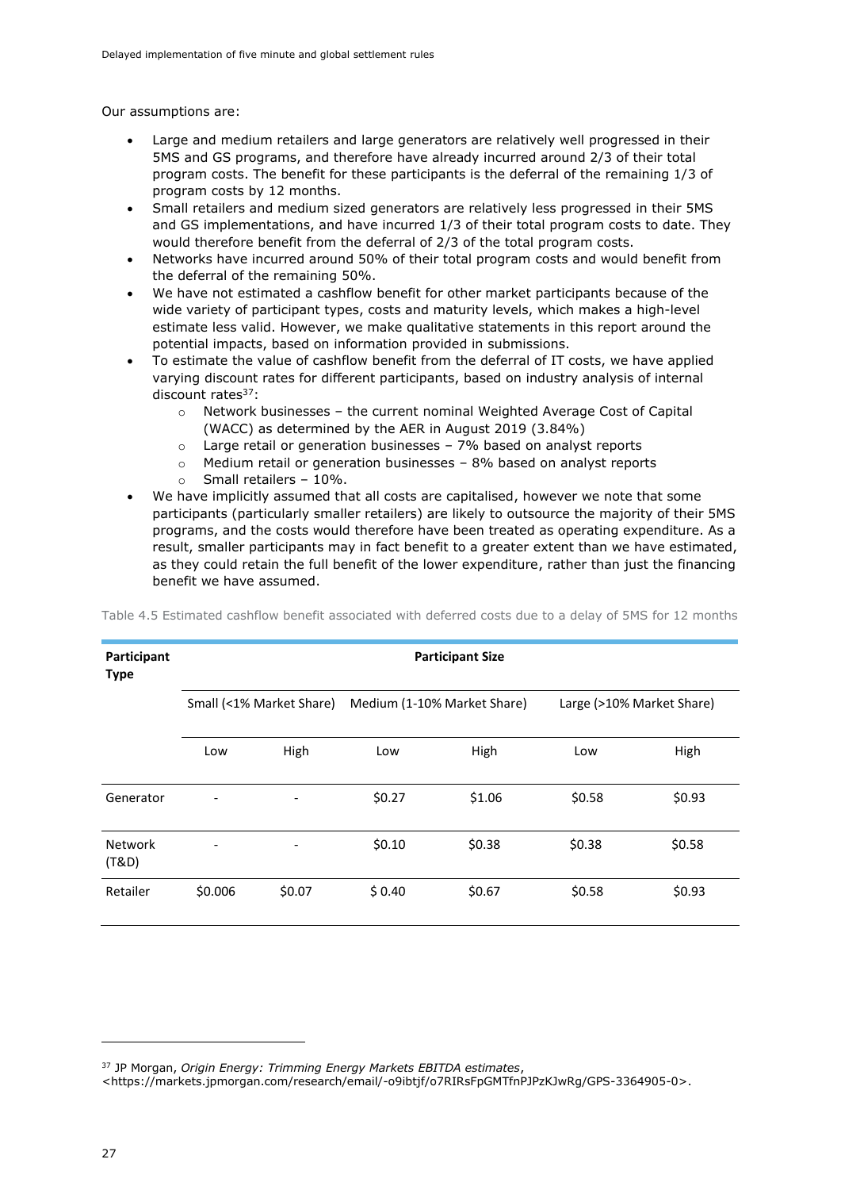Our assumptions are:

- Large and medium retailers and large generators are relatively well progressed in their 5MS and GS programs, and therefore have already incurred around 2/3 of their total program costs. The benefit for these participants is the deferral of the remaining 1/3 of program costs by 12 months.
- Small retailers and medium sized generators are relatively less progressed in their 5MS and GS implementations, and have incurred 1/3 of their total program costs to date. They would therefore benefit from the deferral of 2/3 of the total program costs.
- Networks have incurred around 50% of their total program costs and would benefit from the deferral of the remaining 50%.
- We have not estimated a cashflow benefit for other market participants because of the wide variety of participant types, costs and maturity levels, which makes a high-level estimate less valid. However, we make qualitative statements in this report around the potential impacts, based on information provided in submissions.
- To estimate the value of cashflow benefit from the deferral of IT costs, we have applied varying discount rates for different participants, based on industry analysis of internal discount rates[37]:
  - Network businesses – the current nominal Weighted Average Cost of Capital (WACC) as determined by the AER in August 2019 (3.84%)
  - Large retail or generation businesses – 7% based on analyst reports
  - Medium retail or generation businesses – 8% based on analyst reports
  - Small retailers – 10%.
- We have implicitly assumed that all costs are capitalised, however we note that some participants (particularly smaller retailers) are likely to outsource the majority of their 5MS programs, and the costs would therefore have been treated as operating expenditure. As a result, smaller participants may in fact benefit to a greater extent than we have estimated, as they could retain the full benefit of the lower expenditure, rather than just the financing benefit we have assumed.

Table 4.5 Estimated cashflow benefit associated with deferred costs due to a delay of 5MS for 12 months

| **Participant Type** | **Participant Size** | | | | | |
|---|---|---|---|---|---|---|
| | Small (<1% Market Share) | | Medium (1-10% Market Share) | | Large (>10% Market Share) | |
| | Low | High | Low | High | Low | High |
| Generator | - | - | $0.27 | $1.06 | $0.58 | $0.93 |
| Network (T&D) | - | - | $0.10 | $0.38 | $0.38 | $0.58 |
| Retailer | $0.006 | $0.07 | $ 0.40 | $0.67 | $0.58 | $0.93 |

[37] JP Morgan, *Origin Energy: Trimming Energy Markets EBITDA estimates*, <https://markets.jpmorgan.com/research/email/-o9ibtjf/o7RIRsFpGMTfnPJPzKJwRg/GPS-3364905-0>.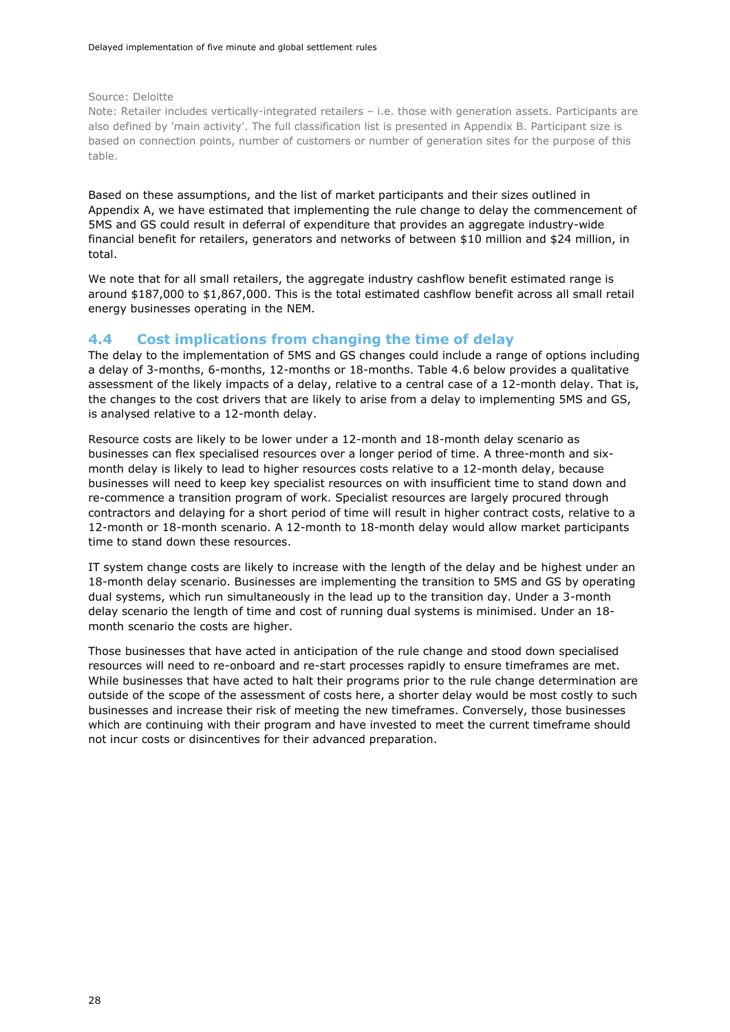Source: Deloitte

Note: Retailer includes vertically-integrated retailers – i.e. those with generation assets. Participants are also defined by 'main activity'. The full classification list is presented in Appendix B. Participant size is based on connection points, number of customers or number of generation sites for the purpose of this table.

Based on these assumptions, and the list of market participants and their sizes outlined in Appendix A, we have estimated that implementing the rule change to delay the commencement of 5MS and GS could result in deferral of expenditure that provides an aggregate industry-wide financial benefit for retailers, generators and networks of between $10 million and $24 million, in total.

We note that for all small retailers, the aggregate industry cashflow benefit estimated range is around $187,000 to $1,867,000. This is the total estimated cashflow benefit across all small retail energy businesses operating in the NEM.

## 4.4 Cost implications from changing the time of delay

The delay to the implementation of 5MS and GS changes could include a range of options including a delay of 3-months, 6-months, 12-months or 18-months. Table 4.6 below provides a qualitative assessment of the likely impacts of a delay, relative to a central case of a 12-month delay. That is, the changes to the cost drivers that are likely to arise from a delay to implementing 5MS and GS, is analysed relative to a 12-month delay.

Resource costs are likely to be lower under a 12-month and 18-month delay scenario as businesses can flex specialised resources over a longer period of time. A three-month and six-month delay is likely to lead to higher resources costs relative to a 12-month delay, because businesses will need to keep key specialist resources on with insufficient time to stand down and re-commence a transition program of work. Specialist resources are largely procured through contractors and delaying for a short period of time will result in higher contract costs, relative to a 12-month or 18-month scenario. A 12-month to 18-month delay would allow market participants time to stand down these resources.

IT system change costs are likely to increase with the length of the delay and be highest under an 18-month delay scenario. Businesses are implementing the transition to 5MS and GS by operating dual systems, which run simultaneously in the lead up to the transition day. Under a 3-month delay scenario the length of time and cost of running dual systems is minimised. Under an 18-month scenario the costs are higher.

Those businesses that have acted in anticipation of the rule change and stood down specialised resources will need to re-onboard and re-start processes rapidly to ensure timeframes are met. While businesses that have acted to halt their programs prior to the rule change determination are outside of the scope of the assessment of costs here, a shorter delay would be most costly to such businesses and increase their risk of meeting the new timeframes. Conversely, those businesses which are continuing with their program and have invested to meet the current timeframe should not incur costs or disincentives for their advanced preparation.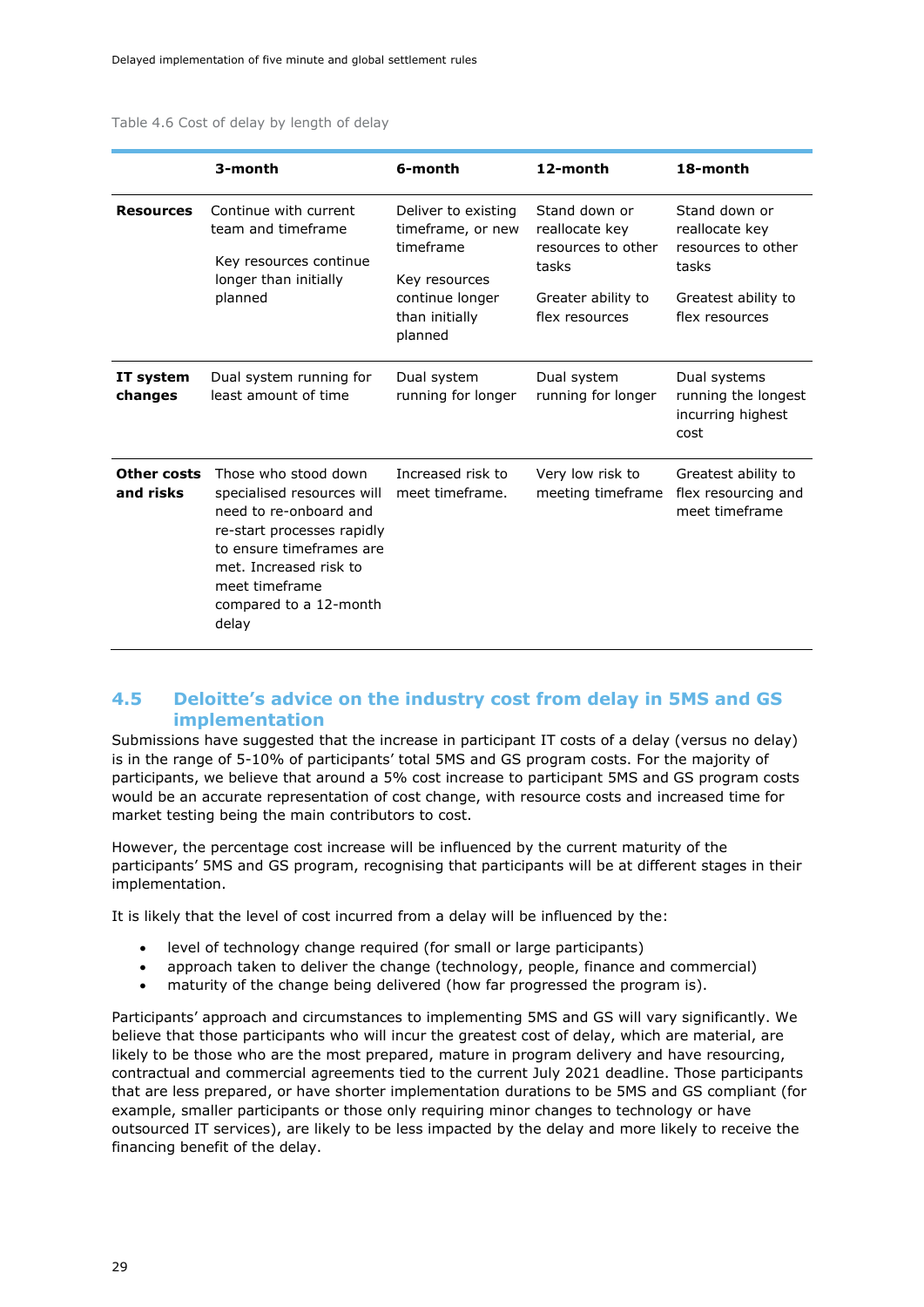Table 4.6 Cost of delay by length of delay

| | 3-month | 6-month | 12-month | 18-month |
|---|---|---|---|---|
| **Resources** | Continue with current team and timeframe<br><br>Key resources continue longer than initially planned | Deliver to existing timeframe, or new timeframe<br><br>Key resources continue longer than initially planned | Stand down or reallocate key resources to other tasks<br><br>Greater ability to flex resources | Stand down or reallocate key resources to other tasks<br><br>Greatest ability to flex resources |
| **IT system changes** | Dual system running for least amount of time | Dual system running for longer | Dual system running for longer | Dual systems running the longest incurring highest cost |
| **Other costs and risks** | Those who stood down specialised resources will need to re-onboard and re-start processes rapidly to ensure timeframes are met. Increased risk to meet timeframe compared to a 12-month delay | Increased risk to meet timeframe. | Very low risk to meeting timeframe | Greatest ability to flex resourcing and meet timeframe |

## 4.5 Deloitte's advice on the industry cost from delay in 5MS and GS implementation

Submissions have suggested that the increase in participant IT costs of a delay (versus no delay) is in the range of 5-10% of participants' total 5MS and GS program costs. For the majority of participants, we believe that around a 5% cost increase to participant 5MS and GS program costs would be an accurate representation of cost change, with resource costs and increased time for market testing being the main contributors to cost.

However, the percentage cost increase will be influenced by the current maturity of the participants' 5MS and GS program, recognising that participants will be at different stages in their implementation.

It is likely that the level of cost incurred from a delay will be influenced by the:

- level of technology change required (for small or large participants)
- approach taken to deliver the change (technology, people, finance and commercial)
- maturity of the change being delivered (how far progressed the program is).

Participants' approach and circumstances to implementing 5MS and GS will vary significantly. We believe that those participants who will incur the greatest cost of delay, which are material, are likely to be those who are the most prepared, mature in program delivery and have resourcing, contractual and commercial agreements tied to the current July 2021 deadline. Those participants that are less prepared, or have shorter implementation durations to be 5MS and GS compliant (for example, smaller participants or those only requiring minor changes to technology or have outsourced IT services), are likely to be less impacted by the delay and more likely to receive the financing benefit of the delay.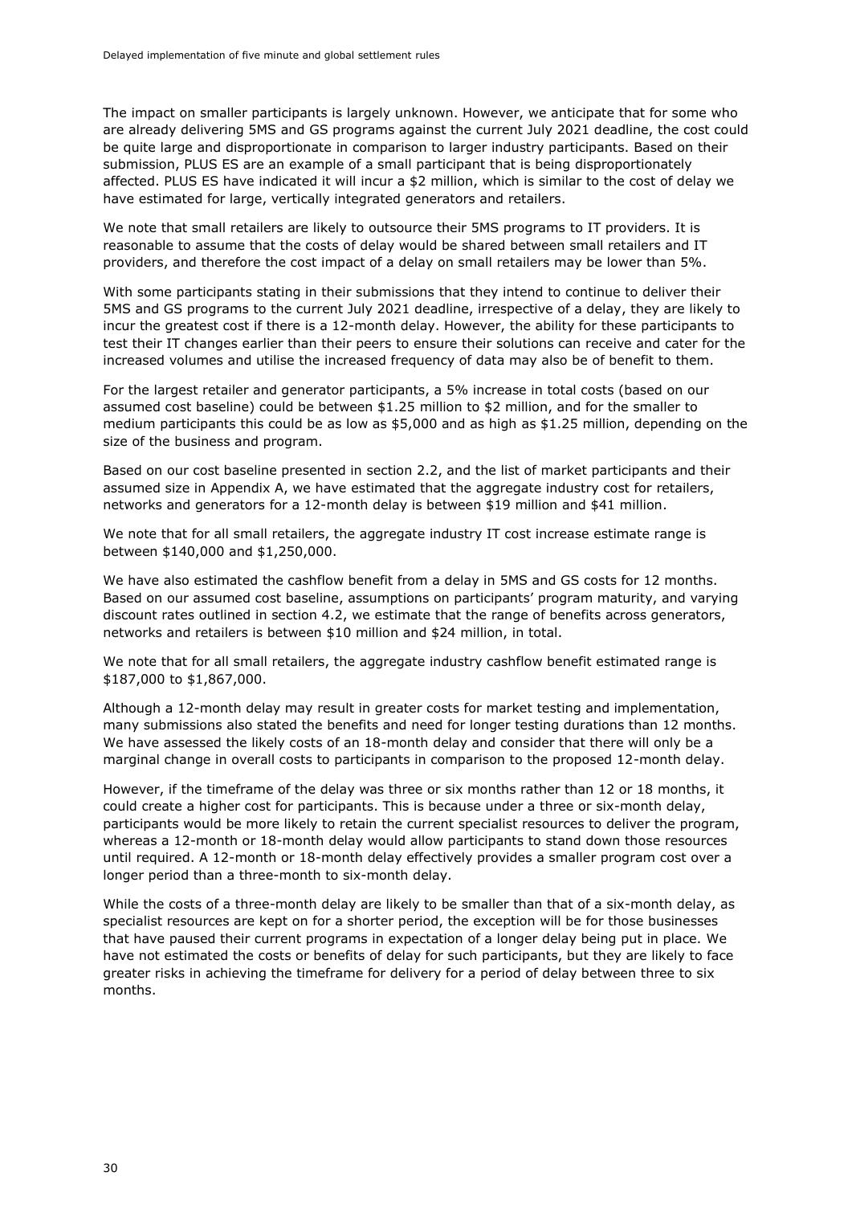The impact on smaller participants is largely unknown. However, we anticipate that for some who are already delivering 5MS and GS programs against the current July 2021 deadline, the cost could be quite large and disproportionate in comparison to larger industry participants. Based on their submission, PLUS ES are an example of a small participant that is being disproportionately affected. PLUS ES have indicated it will incur a $2 million, which is similar to the cost of delay we have estimated for large, vertically integrated generators and retailers.

We note that small retailers are likely to outsource their 5MS programs to IT providers. It is reasonable to assume that the costs of delay would be shared between small retailers and IT providers, and therefore the cost impact of a delay on small retailers may be lower than 5%.

With some participants stating in their submissions that they intend to continue to deliver their 5MS and GS programs to the current July 2021 deadline, irrespective of a delay, they are likely to incur the greatest cost if there is a 12-month delay. However, the ability for these participants to test their IT changes earlier than their peers to ensure their solutions can receive and cater for the increased volumes and utilise the increased frequency of data may also be of benefit to them.

For the largest retailer and generator participants, a 5% increase in total costs (based on our assumed cost baseline) could be between $1.25 million to $2 million, and for the smaller to medium participants this could be as low as $5,000 and as high as $1.25 million, depending on the size of the business and program.

Based on our cost baseline presented in section 2.2, and the list of market participants and their assumed size in Appendix A, we have estimated that the aggregate industry cost for retailers, networks and generators for a 12-month delay is between $19 million and $41 million.

We note that for all small retailers, the aggregate industry IT cost increase estimate range is between $140,000 and $1,250,000.

We have also estimated the cashflow benefit from a delay in 5MS and GS costs for 12 months. Based on our assumed cost baseline, assumptions on participants' program maturity, and varying discount rates outlined in section 4.2, we estimate that the range of benefits across generators, networks and retailers is between $10 million and $24 million, in total.

We note that for all small retailers, the aggregate industry cashflow benefit estimated range is $187,000 to $1,867,000.

Although a 12-month delay may result in greater costs for market testing and implementation, many submissions also stated the benefits and need for longer testing durations than 12 months. We have assessed the likely costs of an 18-month delay and consider that there will only be a marginal change in overall costs to participants in comparison to the proposed 12-month delay.

However, if the timeframe of the delay was three or six months rather than 12 or 18 months, it could create a higher cost for participants. This is because under a three or six-month delay, participants would be more likely to retain the current specialist resources to deliver the program, whereas a 12-month or 18-month delay would allow participants to stand down those resources until required. A 12-month or 18-month delay effectively provides a smaller program cost over a longer period than a three-month to six-month delay.

While the costs of a three-month delay are likely to be smaller than that of a six-month delay, as specialist resources are kept on for a shorter period, the exception will be for those businesses that have paused their current programs in expectation of a longer delay being put in place. We have not estimated the costs or benefits of delay for such participants, but they are likely to face greater risks in achieving the timeframe for delivery for a period of delay between three to six months.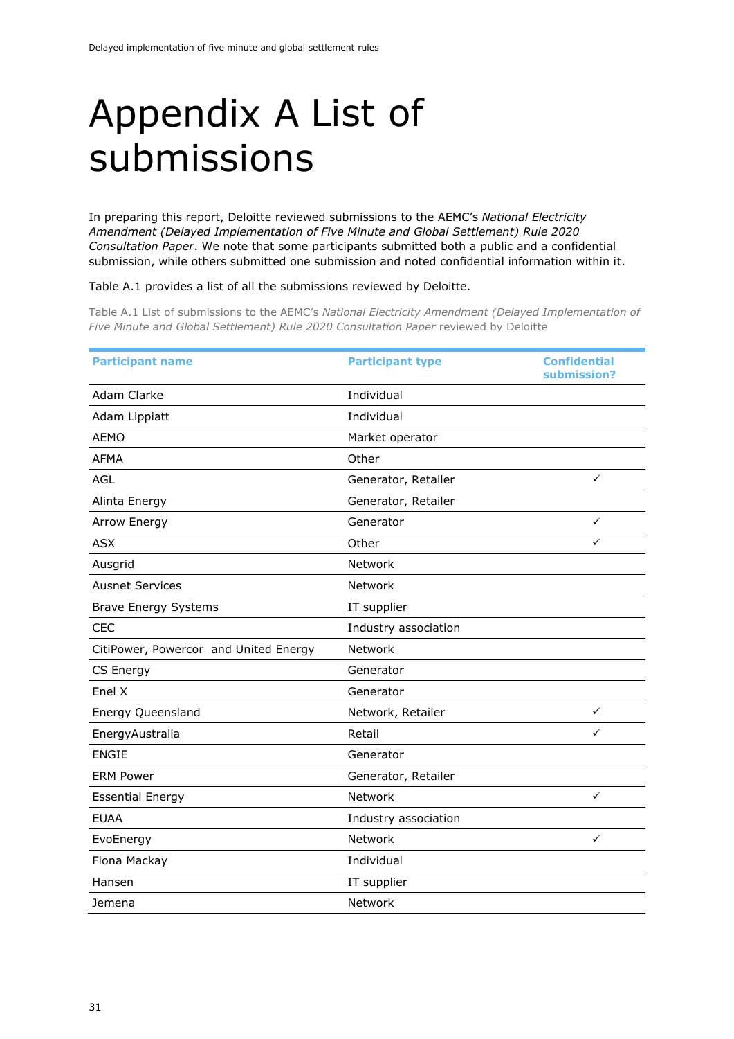# Appendix A List of submissions

In preparing this report, Deloitte reviewed submissions to the AEMC's *National Electricity Amendment (Delayed Implementation of Five Minute and Global Settlement) Rule 2020 Consultation Paper*. We note that some participants submitted both a public and a confidential submission, while others submitted one submission and noted confidential information within it.

Table A.1 provides a list of all the submissions reviewed by Deloitte.

Table A.1 List of submissions to the AEMC's *National Electricity Amendment (Delayed Implementation of Five Minute and Global Settlement) Rule 2020 Consultation Paper* reviewed by Deloitte

| Participant name | Participant type | Confidential submission? |
|---|---|---|
| Adam Clarke | Individual | |
| Adam Lippiatt | Individual | |
| AEMO | Market operator | |
| AFMA | Other | |
| AGL | Generator, Retailer | ✓ |
| Alinta Energy | Generator, Retailer | |
| Arrow Energy | Generator | ✓ |
| ASX | Other | ✓ |
| Ausgrid | Network | |
| Ausnet Services | Network | |
| Brave Energy Systems | IT supplier | |
| CEC | Industry association | |
| CitiPower, Powercor and United Energy | Network | |
| CS Energy | Generator | |
| Enel X | Generator | |
| Energy Queensland | Network, Retailer | ✓ |
| EnergyAustralia | Retail | ✓ |
| ENGIE | Generator | |
| ERM Power | Generator, Retailer | |
| Essential Energy | Network | ✓ |
| EUAA | Industry association | |
| EvoEnergy | Network | ✓ |
| Fiona Mackay | Individual | |
| Hansen | IT supplier | |
| Jemena | Network | |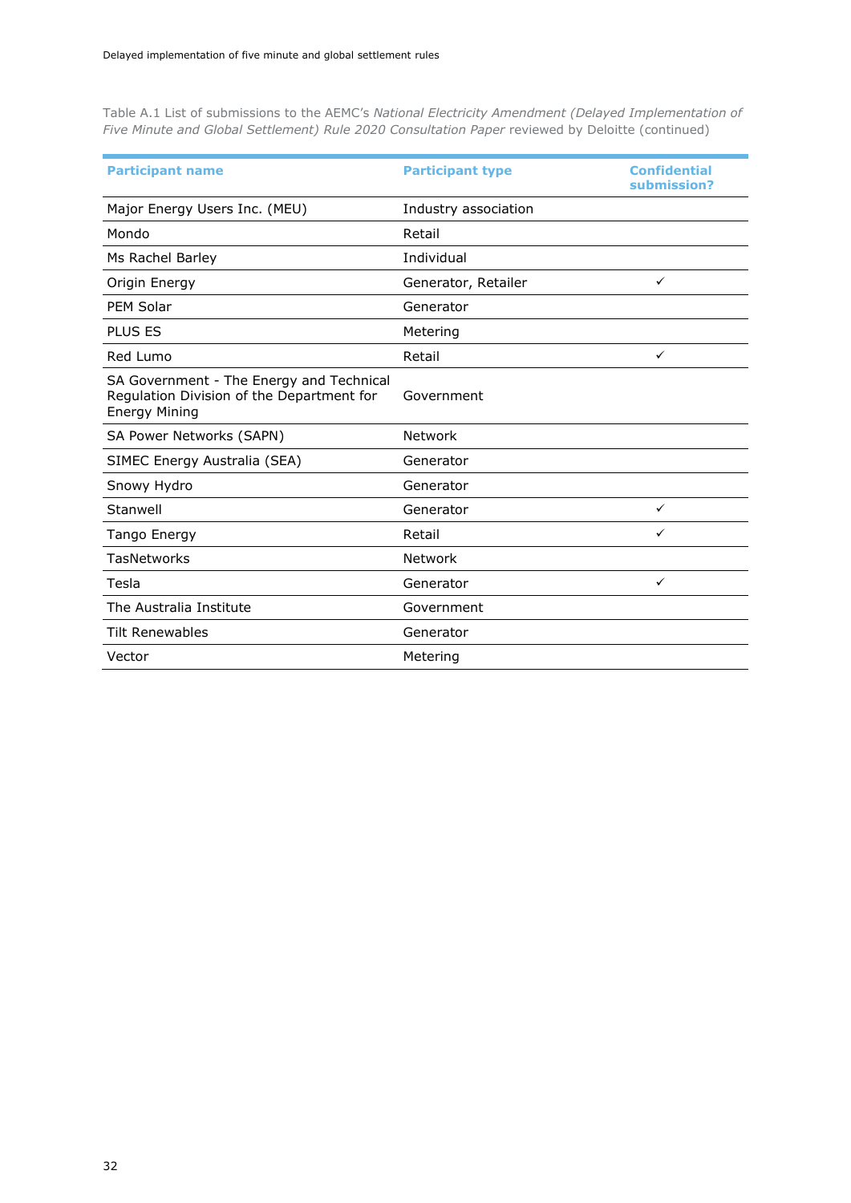Table A.1 List of submissions to the AEMC's *National Electricity Amendment (Delayed Implementation of Five Minute and Global Settlement) Rule 2020 Consultation Paper* reviewed by Deloitte (continued)

| Participant name | Participant type | Confidential submission? |
|---|---|---|
| Major Energy Users Inc. (MEU) | Industry association | |
| Mondo | Retail | |
| Ms Rachel Barley | Individual | |
| Origin Energy | Generator, Retailer | ✓ |
| PEM Solar | Generator | |
| PLUS ES | Metering | |
| Red Lumo | Retail | ✓ |
| SA Government - The Energy and Technical Regulation Division of the Department for Energy Mining | Government | |
| SA Power Networks (SAPN) | Network | |
| SIMEC Energy Australia (SEA) | Generator | |
| Snowy Hydro | Generator | |
| Stanwell | Generator | ✓ |
| Tango Energy | Retail | ✓ |
| TasNetworks | Network | |
| Tesla | Generator | ✓ |
| The Australia Institute | Government | |
| Tilt Renewables | Generator | |
| Vector | Metering | |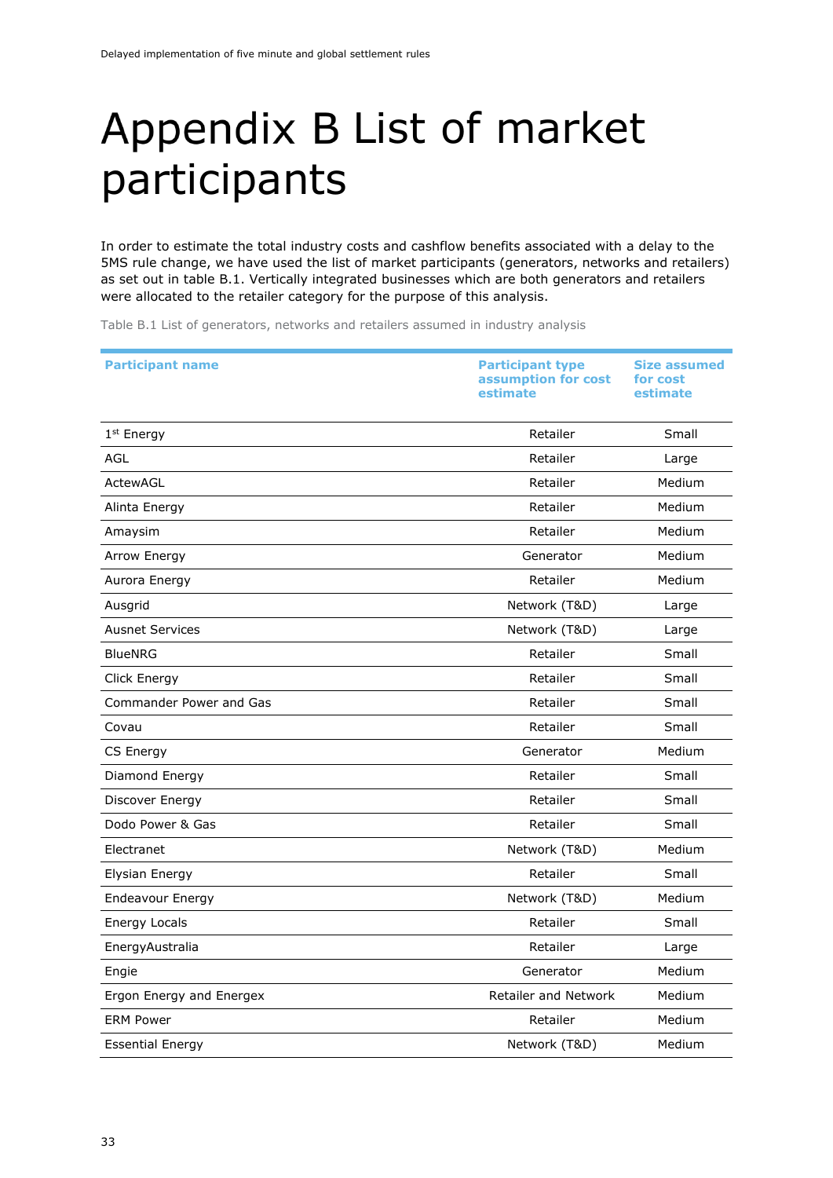# Appendix B List of market participants

In order to estimate the total industry costs and cashflow benefits associated with a delay to the 5MS rule change, we have used the list of market participants (generators, networks and retailers) as set out in table B.1. Vertically integrated businesses which are both generators and retailers were allocated to the retailer category for the purpose of this analysis.

Table B.1 List of generators, networks and retailers assumed in industry analysis

| Participant name | Participant type assumption for cost estimate | Size assumed for cost estimate |
|---|---|---|
| 1st Energy | Retailer | Small |
| AGL | Retailer | Large |
| ActewAGL | Retailer | Medium |
| Alinta Energy | Retailer | Medium |
| Amaysim | Retailer | Medium |
| Arrow Energy | Generator | Medium |
| Aurora Energy | Retailer | Medium |
| Ausgrid | Network (T&D) | Large |
| Ausnet Services | Network (T&D) | Large |
| BlueNRG | Retailer | Small |
| Click Energy | Retailer | Small |
| Commander Power and Gas | Retailer | Small |
| Covau | Retailer | Small |
| CS Energy | Generator | Medium |
| Diamond Energy | Retailer | Small |
| Discover Energy | Retailer | Small |
| Dodo Power & Gas | Retailer | Small |
| Electranet | Network (T&D) | Medium |
| Elysian Energy | Retailer | Small |
| Endeavour Energy | Network (T&D) | Medium |
| Energy Locals | Retailer | Small |
| EnergyAustralia | Retailer | Large |
| Engie | Generator | Medium |
| Ergon Energy and Energex | Retailer and Network | Medium |
| ERM Power | Retailer | Medium |
| Essential Energy | Network (T&D) | Medium |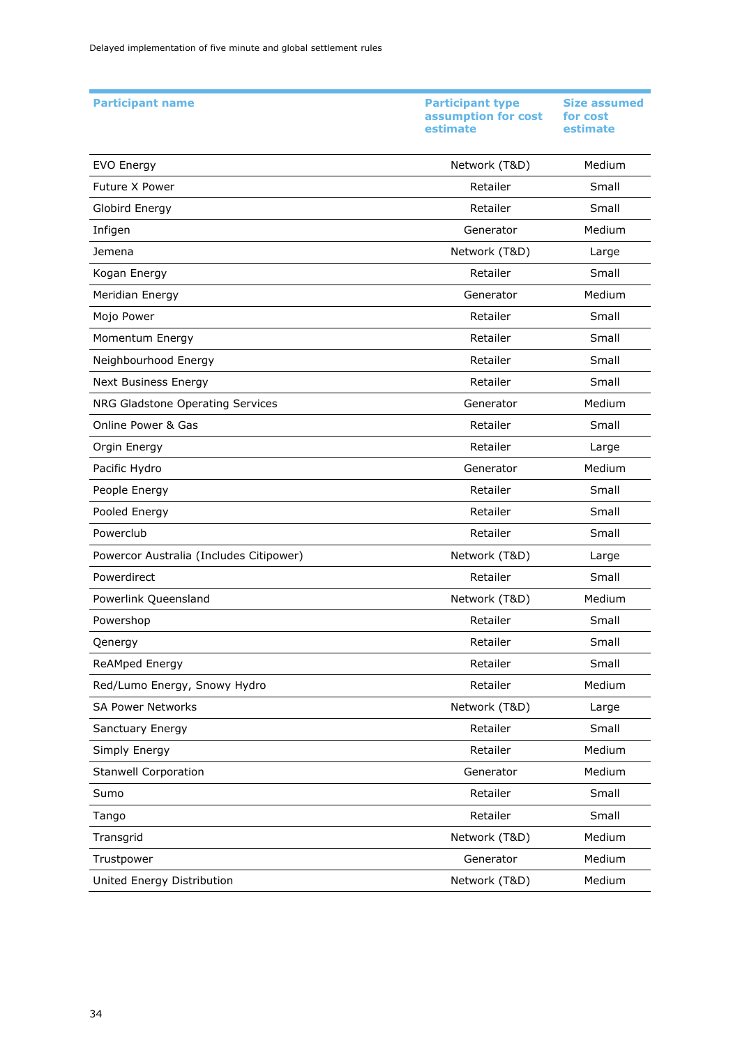| Participant name | Participant type assumption for cost estimate | Size assumed for cost estimate |
| --- | --- | --- |
| EVO Energy | Network (T&D) | Medium |
| Future X Power | Retailer | Small |
| Globird Energy | Retailer | Small |
| Infigen | Generator | Medium |
| Jemena | Network (T&D) | Large |
| Kogan Energy | Retailer | Small |
| Meridian Energy | Generator | Medium |
| Mojo Power | Retailer | Small |
| Momentum Energy | Retailer | Small |
| Neighbourhood Energy | Retailer | Small |
| Next Business Energy | Retailer | Small |
| NRG Gladstone Operating Services | Generator | Medium |
| Online Power & Gas | Retailer | Small |
| Orgin Energy | Retailer | Large |
| Pacific Hydro | Generator | Medium |
| People Energy | Retailer | Small |
| Pooled Energy | Retailer | Small |
| Powerclub | Retailer | Small |
| Powercor Australia (Includes Citipower) | Network (T&D) | Large |
| Powerdirect | Retailer | Small |
| Powerlink Queensland | Network (T&D) | Medium |
| Powershop | Retailer | Small |
| Qenergy | Retailer | Small |
| ReAMped Energy | Retailer | Small |
| Red/Lumo Energy, Snowy Hydro | Retailer | Medium |
| SA Power Networks | Network (T&D) | Large |
| Sanctuary Energy | Retailer | Small |
| Simply Energy | Retailer | Medium |
| Stanwell Corporation | Generator | Medium |
| Sumo | Retailer | Small |
| Tango | Retailer | Small |
| Transgrid | Network (T&D) | Medium |
| Trustpower | Generator | Medium |
| United Energy Distribution | Network (T&D) | Medium |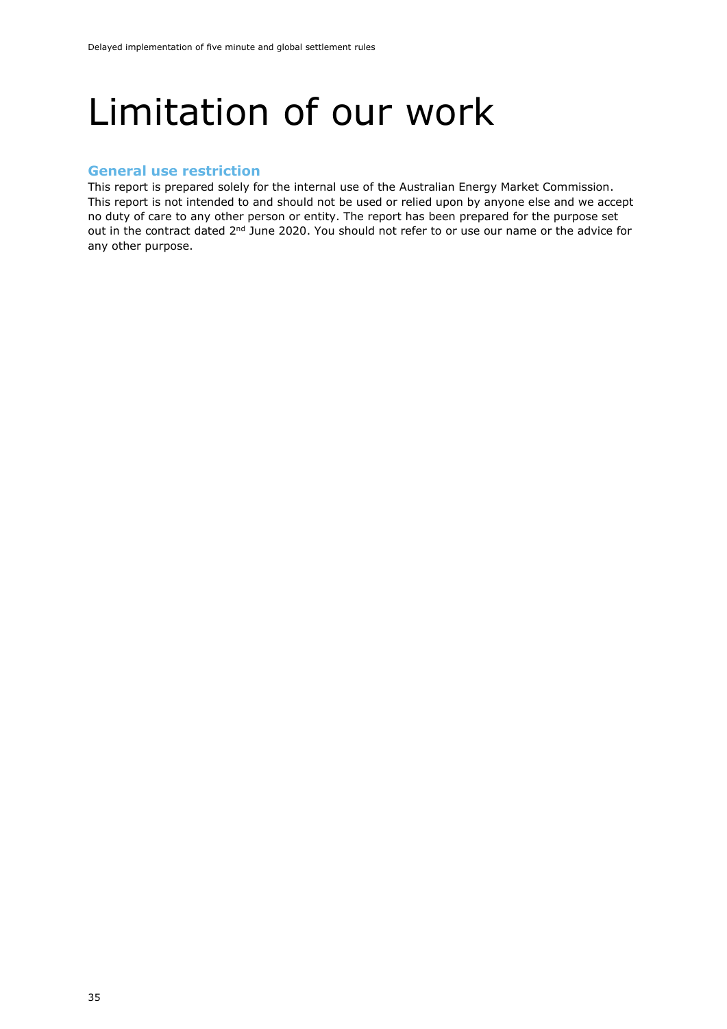# Limitation of our work

## General use restriction

This report is prepared solely for the internal use of the Australian Energy Market Commission. This report is not intended to and should not be used or relied upon by anyone else and we accept no duty of care to any other person or entity. The report has been prepared for the purpose set out in the contract dated 2nd June 2020. You should not refer to or use our name or the advice for any other purpose.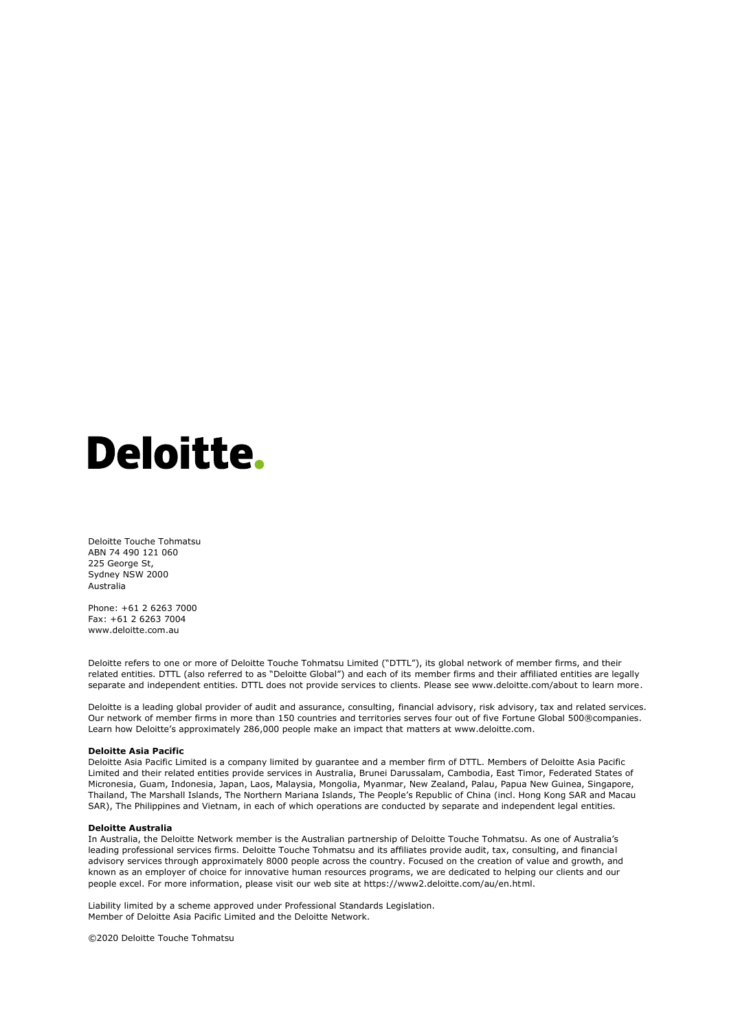# Deloitte.

Deloitte Touche Tohmatsu  
ABN 74 490 121 060  
225 George St,  
Sydney NSW 2000  
Australia

Phone: +61 2 6263 7000  
Fax: +61 2 6263 7004  
www.deloitte.com.au

Deloitte refers to one or more of Deloitte Touche Tohmatsu Limited ("DTTL"), its global network of member firms, and their related entities. DTTL (also referred to as "Deloitte Global") and each of its member firms and their affiliated entities are legally separate and independent entities. DTTL does not provide services to clients. Please see www.deloitte.com/about to learn more.

Deloitte is a leading global provider of audit and assurance, consulting, financial advisory, risk advisory, tax and related services. Our network of member firms in more than 150 countries and territories serves four out of five Fortune Global 500®companies. Learn how Deloitte's approximately 286,000 people make an impact that matters at www.deloitte.com.

**Deloitte Asia Pacific**  
Deloitte Asia Pacific Limited is a company limited by guarantee and a member firm of DTTL. Members of Deloitte Asia Pacific Limited and their related entities provide services in Australia, Brunei Darussalam, Cambodia, East Timor, Federated States of Micronesia, Guam, Indonesia, Japan, Laos, Malaysia, Mongolia, Myanmar, New Zealand, Palau, Papua New Guinea, Singapore, Thailand, The Marshall Islands, The Northern Mariana Islands, The People's Republic of China (incl. Hong Kong SAR and Macau SAR), The Philippines and Vietnam, in each of which operations are conducted by separate and independent legal entities.

**Deloitte Australia**  
In Australia, the Deloitte Network member is the Australian partnership of Deloitte Touche Tohmatsu. As one of Australia's leading professional services firms. Deloitte Touche Tohmatsu and its affiliates provide audit, tax, consulting, and financial advisory services through approximately 8000 people across the country. Focused on the creation of value and growth, and known as an employer of choice for innovative human resources programs, we are dedicated to helping our clients and our people excel. For more information, please visit our web site at https://www2.deloitte.com/au/en.html.

Liability limited by a scheme approved under Professional Standards Legislation.  
Member of Deloitte Asia Pacific Limited and the Deloitte Network.

©2020 Deloitte Touche Tohmatsu